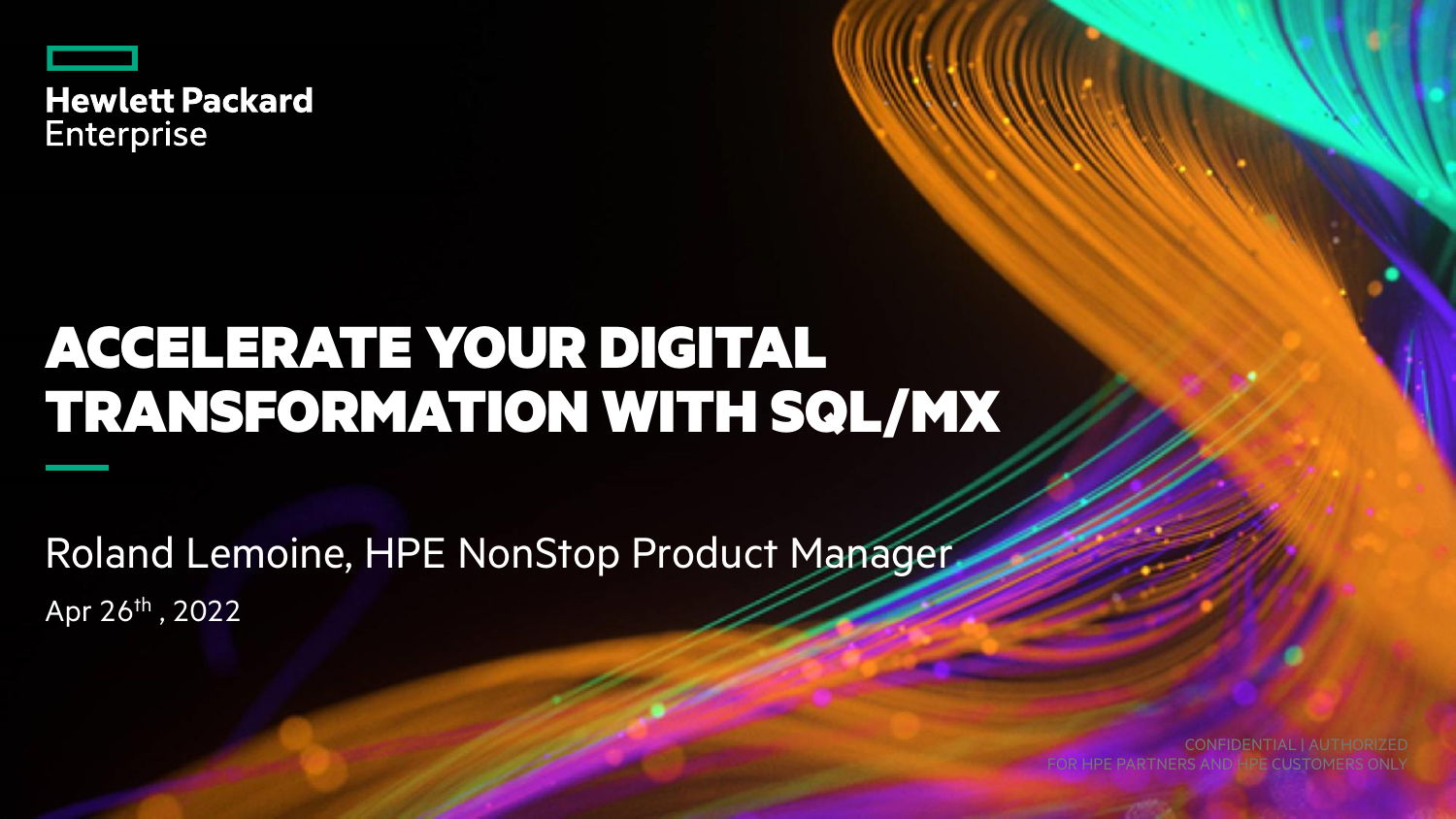Hewlett Packard Enterprise

# ACCELERATE YOUR DIGITAL TRANSFORMATION WITH SQL/MX

Roland Lemoine, HPE NonStop Product Manager

Apr 26th , 2022

CONFIDENTIAL | AUTHORIZED FOR HPE PARTNERS AND HPE CUSTOMERS ONLY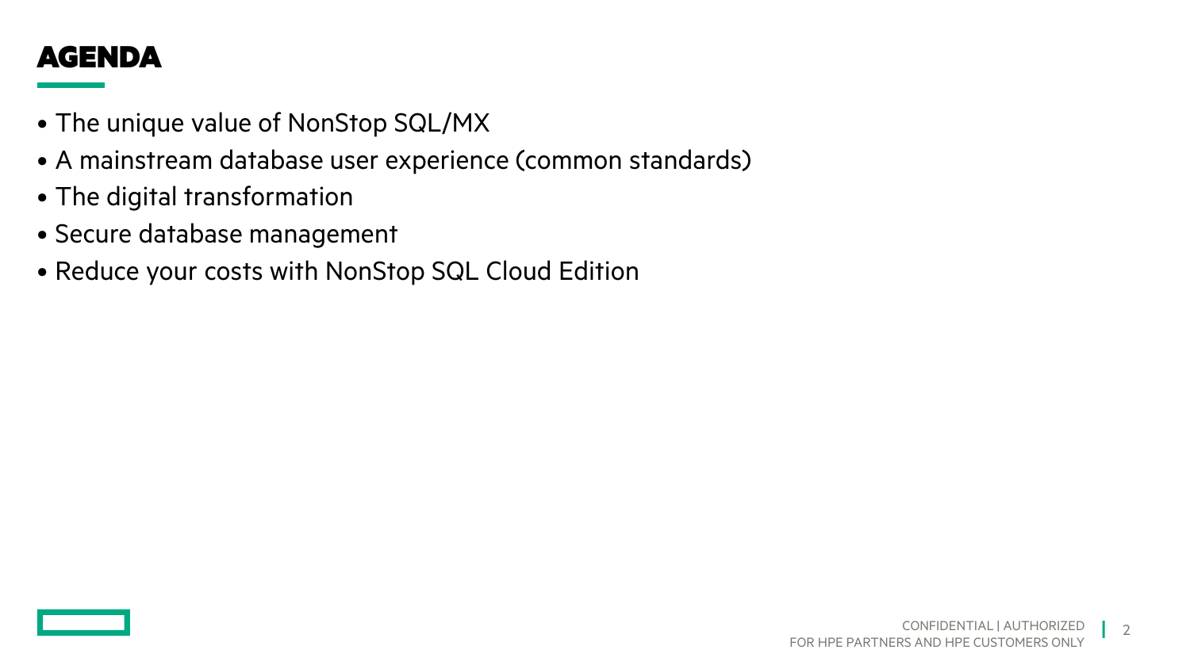# AGENDA

- The unique value of NonStop SQL/MX
- A mainstream database user experience (common standards)
- The digital transformation
- Secure database management
- Reduce your costs with NonStop SQL Cloud Edition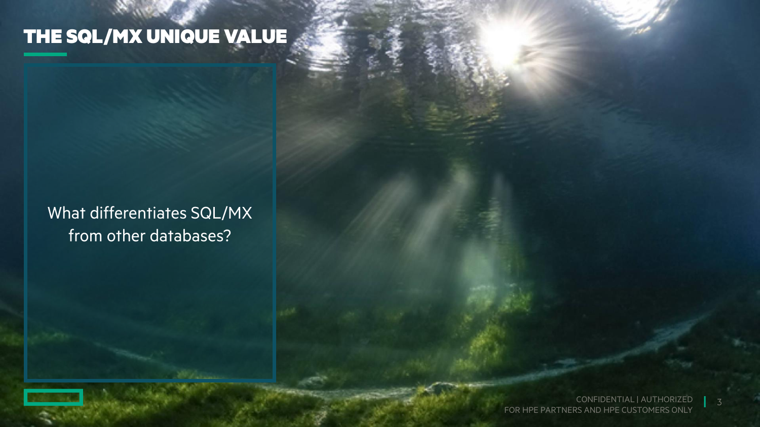# THE SQL/MX UNIQUE VALUE

What differentiates SQL/MX from other databases?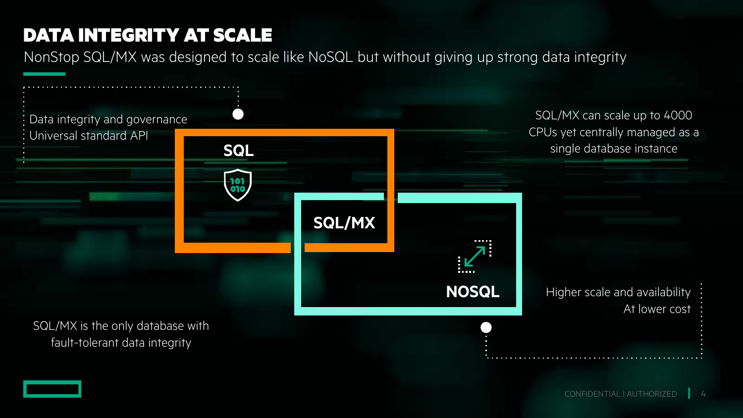# DATA INTEGRITY AT SCALE

NonStop SQL/MX was designed to scale like NoSQL but without giving up strong data integrity

Data integrity and governance
Universal standard API

**SQL**

**SQL/MX**

**NOSQL**

SQL/MX can scale up to 4000 CPUs yet centrally managed as a single database instance

Higher scale and availability
At lower cost

SQL/MX is the only database with fault-tolerant data integrity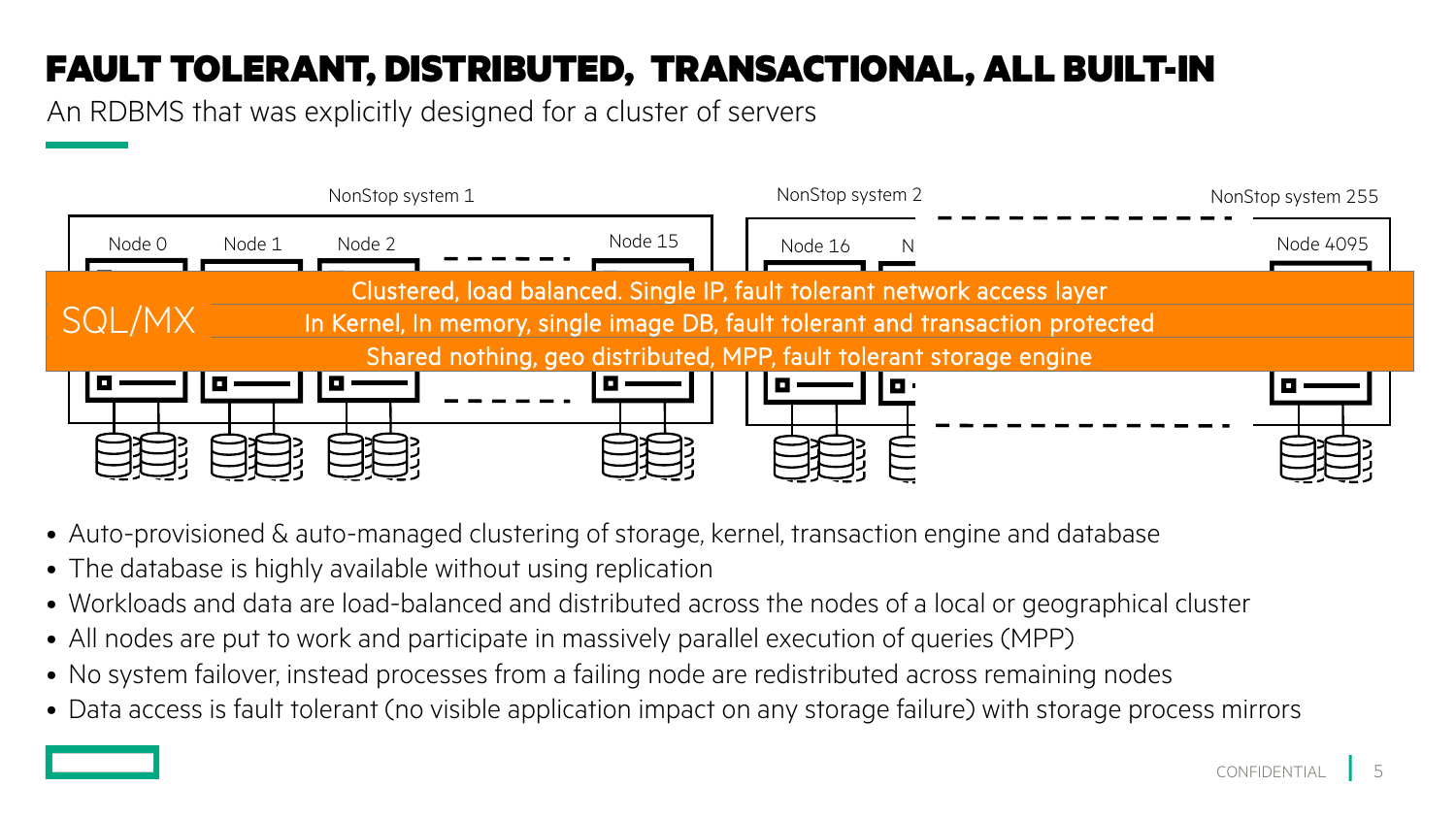# FAULT TOLERANT, DISTRIBUTED, TRANSACTIONAL, ALL BUILT-IN

An RDBMS that was explicitly designed for a cluster of servers

NonStop system 1 — Node 0, Node 1, Node 2, ..., Node 15

NonStop system 2 — Node 16, N...

NonStop system 255 — Node 4095

**SQL/MX**

- Clustered, load balanced. Single IP, fault tolerant network access layer
- In Kernel, In memory, single image DB, fault tolerant and transaction protected
- Shared nothing, geo distributed, MPP, fault tolerant storage engine

- Auto-provisioned & auto-managed clustering of storage, kernel, transaction engine and database
- The database is highly available without using replication
- Workloads and data are load-balanced and distributed across the nodes of a local or geographical cluster
- All nodes are put to work and participate in massively parallel execution of queries (MPP)
- No system failover, instead processes from a failing node are redistributed across remaining nodes
- Data access is fault tolerant (no visible application impact on any storage failure) with storage process mirrors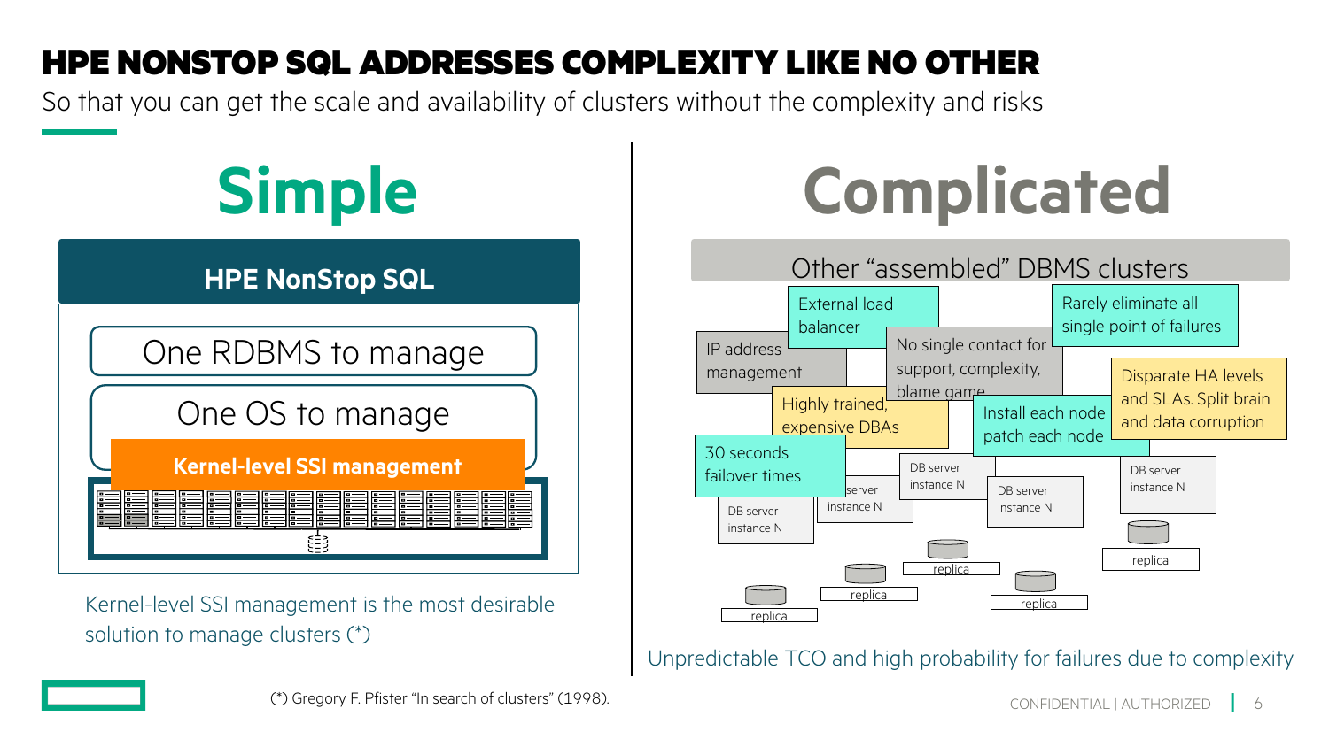# HPE NONSTOP SQL ADDRESSES COMPLEXITY LIKE NO OTHER

So that you can get the scale and availability of clusters without the complexity and risks

## Simple

**HPE NonStop SQL**

One RDBMS to manage

One OS to manage

**Kernel-level SSI management**

Kernel-level SSI management is the most desirable solution to manage clusters (*)

## Complicated

Other "assembled" DBMS clusters

- External load balancer
- Rarely eliminate all single point of failures
- IP address management
- No single contact for support, complexity, blame game
- Disparate HA levels and SLAs. Split brain and data corruption
- Highly trained, expensive DBAs
- Install each node patch each node
- 30 seconds failover times

DB server instance N

replica

Unpredictable TCO and high probability for failures due to complexity

(*) Gregory F. Pfister "In search of clusters" (1998).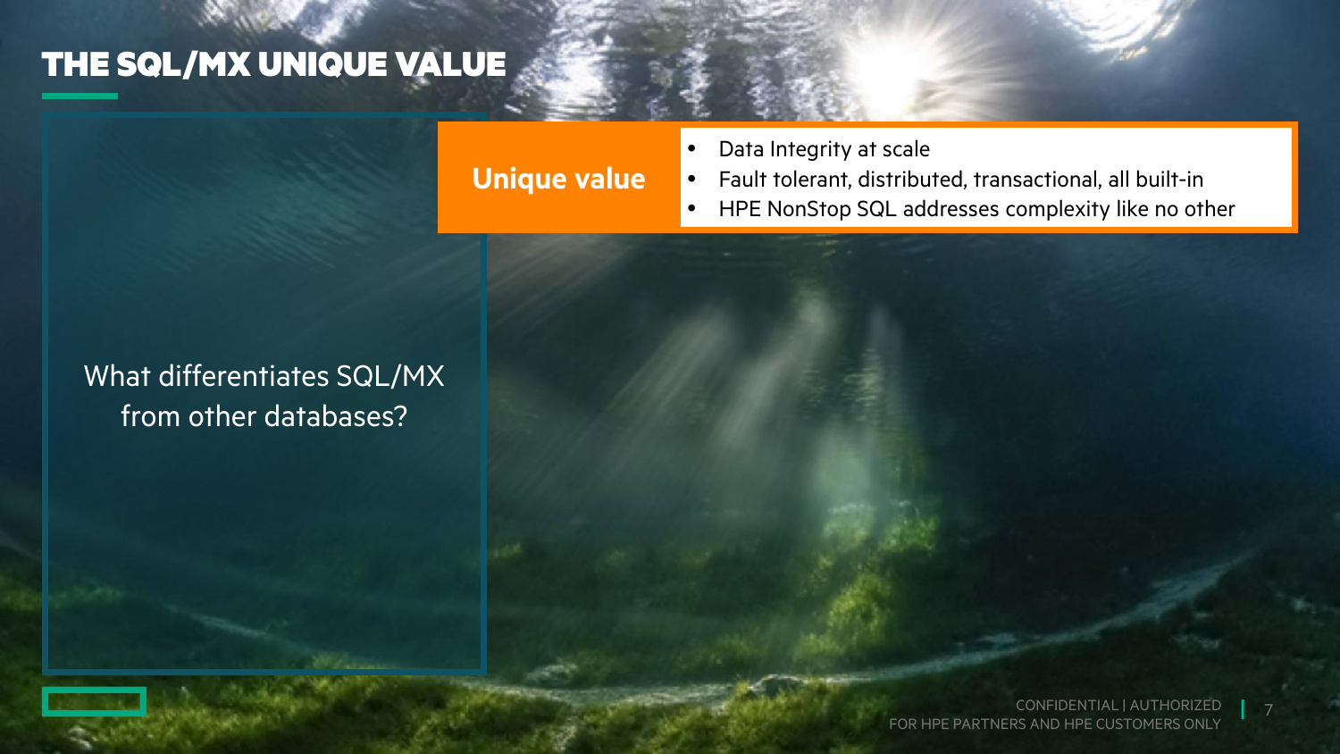# THE SQL/MX UNIQUE VALUE

What differentiates SQL/MX from other databases?

**Unique value**

- Data Integrity at scale
- Fault tolerant, distributed, transactional, all built-in
- HPE NonStop SQL addresses complexity like no other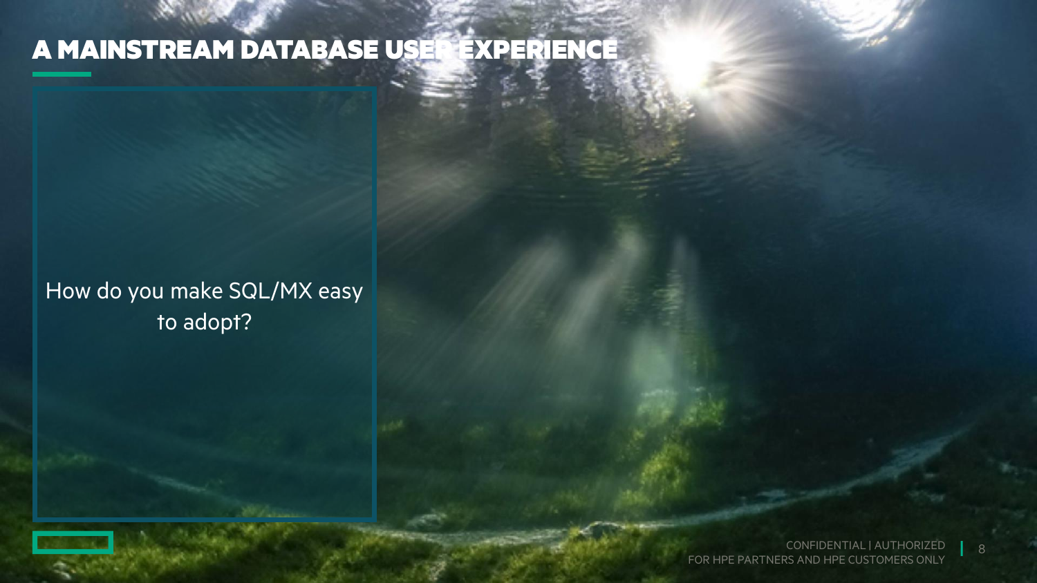# A MAINSTREAM DATABASE USER EXPERIENCE

How do you make SQL/MX easy to adopt?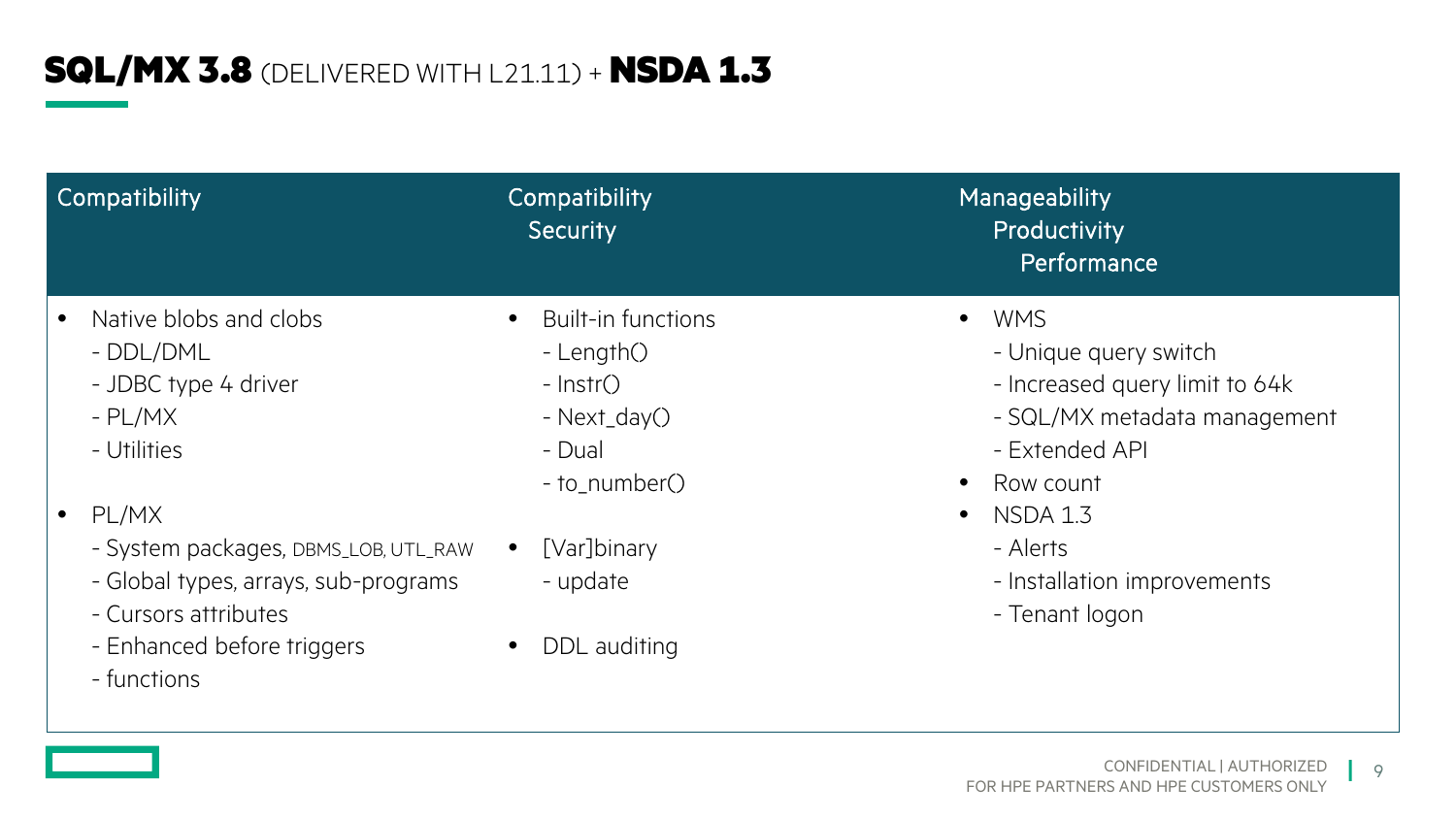# **SQL/MX 3.8** (DELIVERED WITH L21.11) + **NSDA 1.3**

| Compatibility | Compatibility<br>Security | Manageability<br>Productivity<br>Performance |
| --- | --- | --- |
| • Native blobs and clobs<br>- DDL/DML<br>- JDBC type 4 driver<br>- PL/MX<br>- Utilities<br><br>• PL/MX<br>- System packages, DBMS_LOB, UTL_RAW<br>- Global types, arrays, sub-programs<br>- Cursors attributes<br>- Enhanced before triggers<br>- functions | • Built-in functions<br>- Length()<br>- Instr()<br>- Next_day()<br>- Dual<br>- to_number()<br><br>• [Var]binary<br>- update<br><br>• DDL auditing | • WMS<br>- Unique query switch<br>- Increased query limit to 64k<br>- SQL/MX metadata management<br>- Extended API<br>• Row count<br>• NSDA 1.3<br>- Alerts<br>- Installation improvements<br>- Tenant logon |

CONFIDENTIAL | AUTHORIZED FOR HPE PARTNERS AND HPE CUSTOMERS ONLY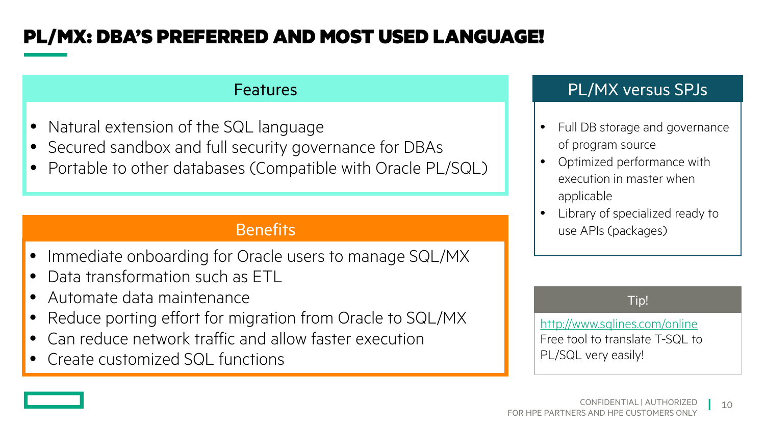# PL/MX: DBA'S PREFERRED AND MOST USED LANGUAGE!

## Features

- Natural extension of the SQL language
- Secured sandbox and full security governance for DBAs
- Portable to other databases (Compatible with Oracle PL/SQL)

## Benefits

- Immediate onboarding for Oracle users to manage SQL/MX
- Data transformation such as ETL
- Automate data maintenance
- Reduce porting effort for migration from Oracle to SQL/MX
- Can reduce network traffic and allow faster execution
- Create customized SQL functions

## PL/MX versus SPJs

- Full DB storage and governance of program source
- Optimized performance with execution in master when applicable
- Library of specialized ready to use APIs (packages)

## Tip!

http://www.sqlines.com/online
Free tool to translate T-SQL to PL/SQL very easily!

CONFIDENTIAL | AUTHORIZED FOR HPE PARTNERS AND HPE CUSTOMERS ONLY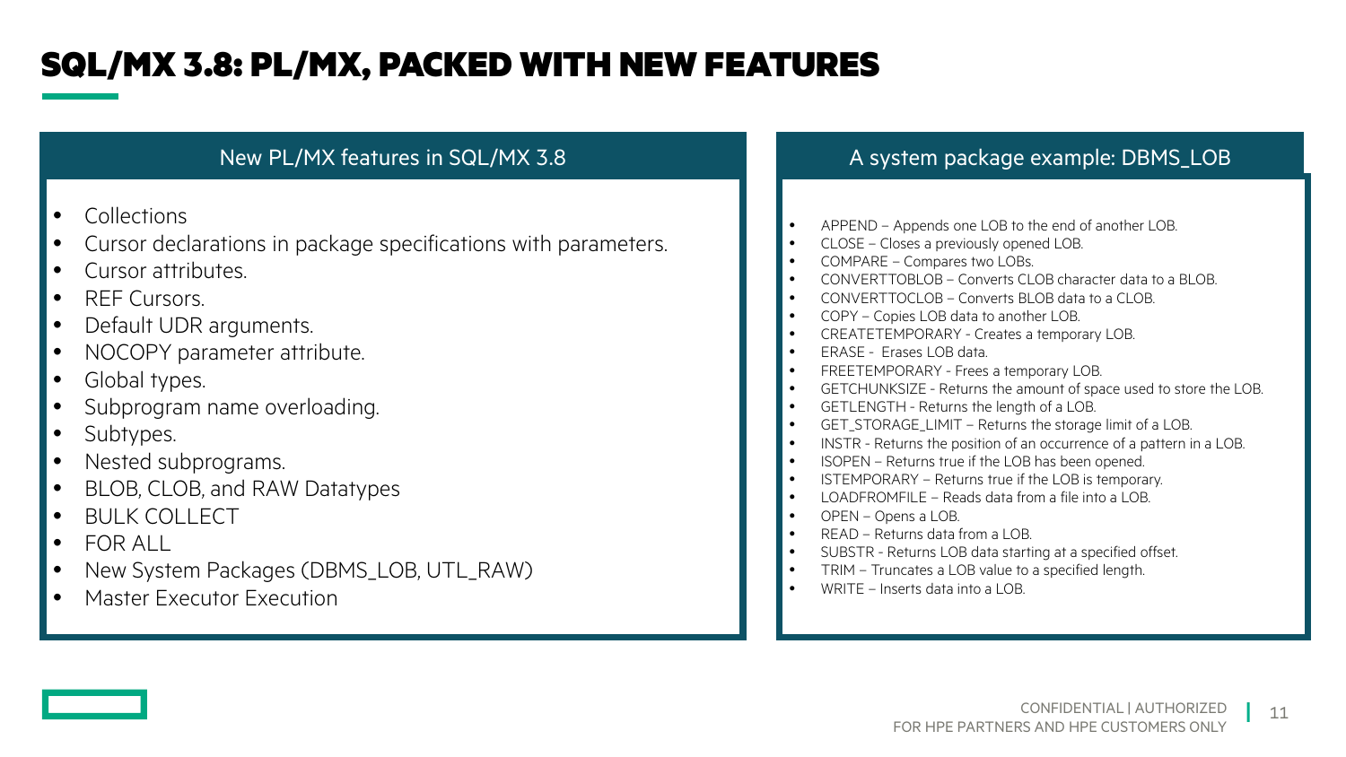# SQL/MX 3.8: PL/MX, PACKED WITH NEW FEATURES

## New PL/MX features in SQL/MX 3.8

- Collections
- Cursor declarations in package specifications with parameters.
- Cursor attributes.
- REF Cursors.
- Default UDR arguments.
- NOCOPY parameter attribute.
- Global types.
- Subprogram name overloading.
- Subtypes.
- Nested subprograms.
- BLOB, CLOB, and RAW Datatypes
- BULK COLLECT
- FOR ALL
- New System Packages (DBMS_LOB, UTL_RAW)
- Master Executor Execution

## A system package example: DBMS_LOB

- APPEND – Appends one LOB to the end of another LOB.
- CLOSE – Closes a previously opened LOB.
- COMPARE – Compares two LOBs.
- CONVERTTOBLOB – Converts CLOB character data to a BLOB.
- CONVERTTOCLOB – Converts BLOB data to a CLOB.
- COPY – Copies LOB data to another LOB.
- CREATETEMPORARY - Creates a temporary LOB.
- ERASE - Erases LOB data.
- FREETEMPORARY - Frees a temporary LOB.
- GETCHUNKSIZE - Returns the amount of space used to store the LOB.
- GETLENGTH - Returns the length of a LOB.
- GET_STORAGE_LIMIT – Returns the storage limit of a LOB.
- INSTR - Returns the position of an occurrence of a pattern in a LOB.
- ISOPEN – Returns true if the LOB has been opened.
- ISTEMPORARY – Returns true if the LOB is temporary.
- LOADFROMFILE – Reads data from a file into a LOB.
- OPEN – Opens a LOB.
- READ – Returns data from a LOB.
- SUBSTR - Returns LOB data starting at a specified offset.
- TRIM – Truncates a LOB value to a specified length.
- WRITE – Inserts data into a LOB.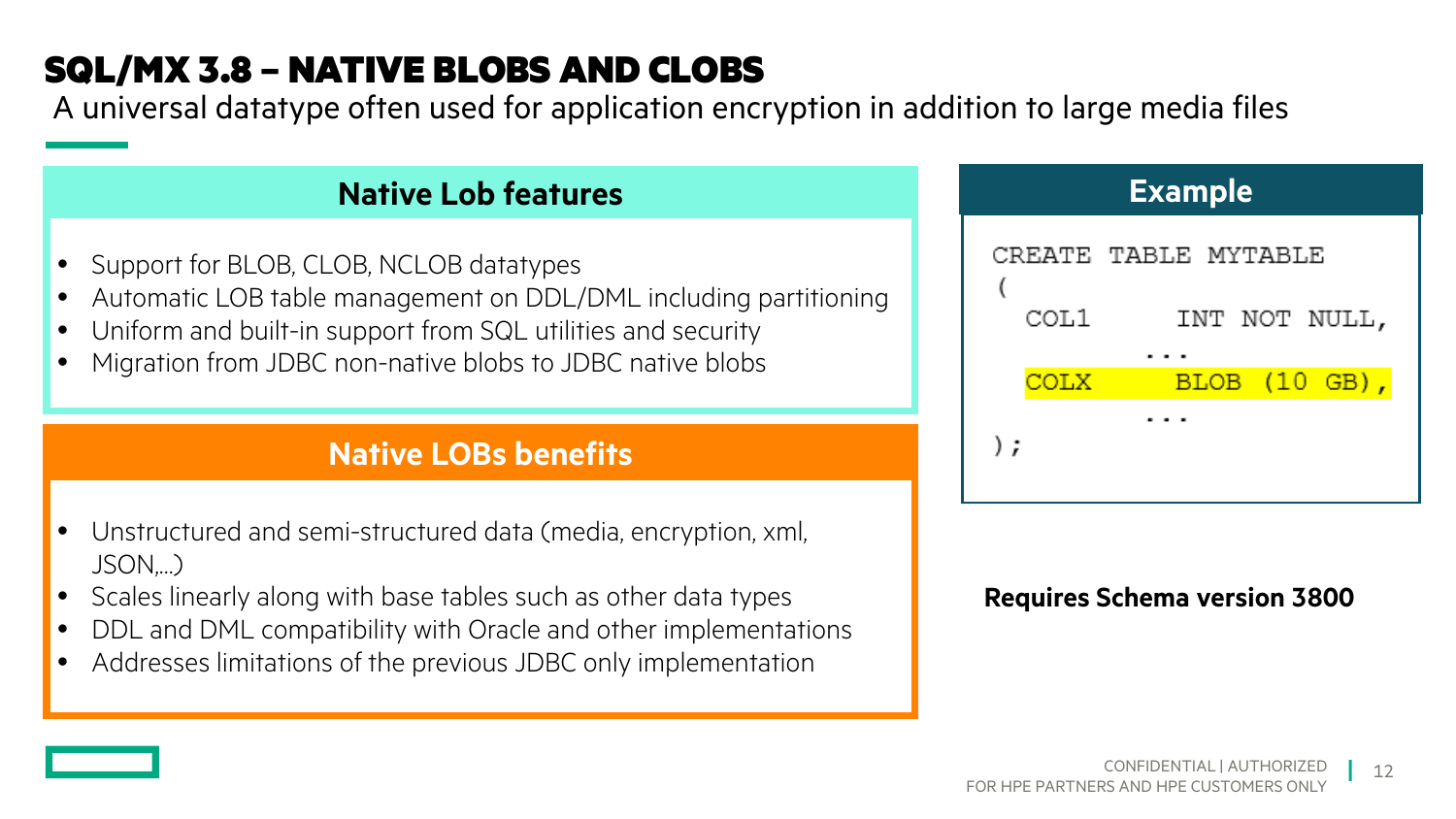# SQL/MX 3.8 – NATIVE BLOBS AND CLOBS

A universal datatype often used for application encryption in addition to large media files

## Native Lob features

- Support for BLOB, CLOB, NCLOB datatypes
- Automatic LOB table management on DDL/DML including partitioning
- Uniform and built-in support from SQL utilities and security
- Migration from JDBC non-native blobs to JDBC native blobs

## Native LOBs benefits

- Unstructured and semi-structured data (media, encryption, xml, JSON,…)
- Scales linearly along with base tables such as other data types
- DDL and DML compatibility with Oracle and other implementations
- Addresses limitations of the previous JDBC only implementation

## Example

```
CREATE TABLE MYTABLE
(
  COL1      INT NOT NULL,
              ...
  COLX      BLOB (10 GB),
              ...
);
```

**Requires Schema version 3800**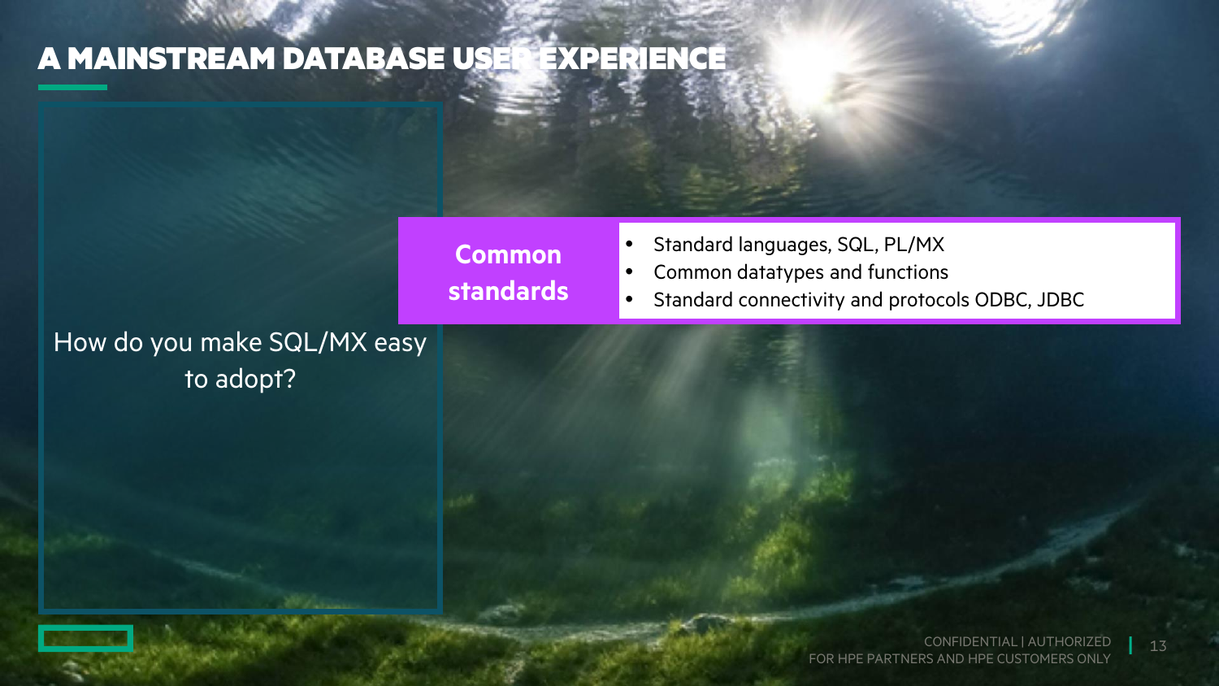# A MAINSTREAM DATABASE USER EXPERIENCE

How do you make SQL/MX easy to adopt?

**Common standards**

- Standard languages, SQL, PL/MX
- Common datatypes and functions
- Standard connectivity and protocols ODBC, JDBC

CONFIDENTIAL | AUTHORIZED FOR HPE PARTNERS AND HPE CUSTOMERS ONLY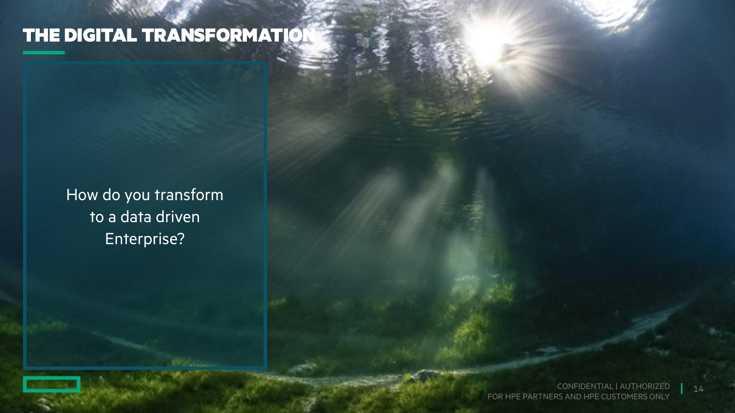# THE DIGITAL TRANSFORMATION

How do you transform to a data driven Enterprise?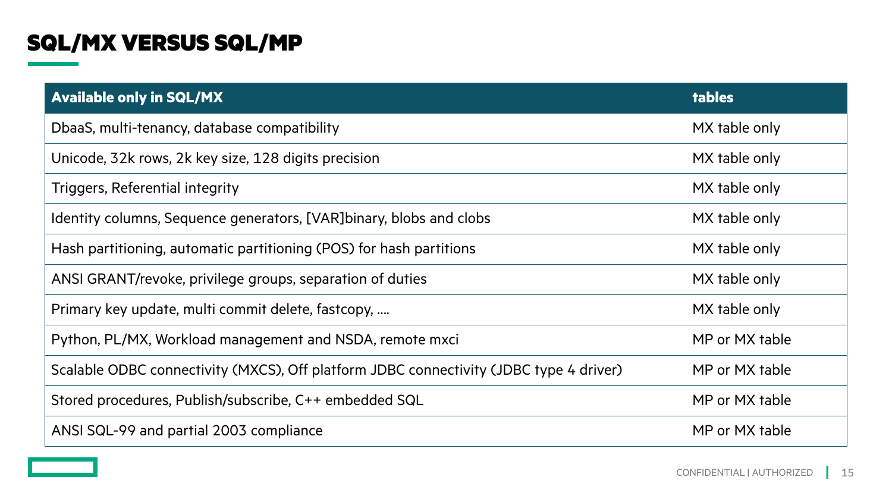# SQL/MX VERSUS SQL/MP

| Available only in SQL/MX | tables |
|---|---|
| DbaaS, multi-tenancy, database compatibility | MX table only |
| Unicode, 32k rows, 2k key size, 128 digits precision | MX table only |
| Triggers, Referential integrity | MX table only |
| Identity columns, Sequence generators, [VAR]binary, blobs and clobs | MX table only |
| Hash partitioning, automatic partitioning (POS) for hash partitions | MX table only |
| ANSI GRANT/revoke, privilege groups, separation of duties | MX table only |
| Primary key update, multi commit delete, fastcopy, …. | MX table only |
| Python, PL/MX, Workload management and NSDA, remote mxci | MP or MX table |
| Scalable ODBC connectivity (MXCS), Off platform JDBC connectivity (JDBC type 4 driver) | MP or MX table |
| Stored procedures, Publish/subscribe, C++ embedded SQL | MP or MX table |
| ANSI SQL-99 and partial 2003 compliance | MP or MX table |

CONFIDENTIAL | AUTHORIZED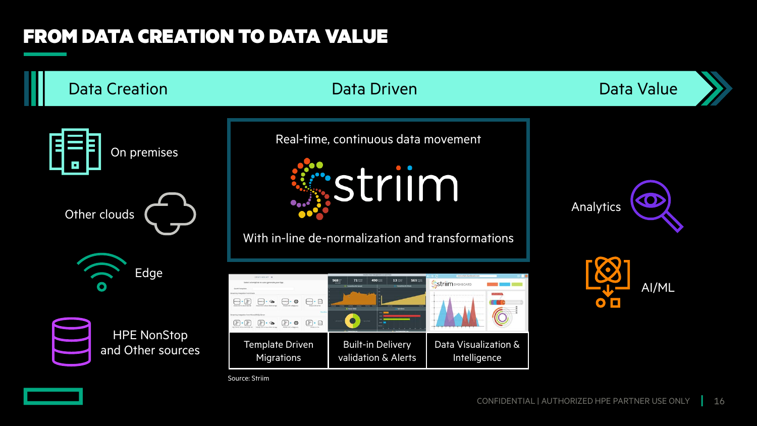# FROM DATA CREATION TO DATA VALUE

Data Creation — Data Driven — Data Value

- On premises
- Other clouds
- Edge
- HPE NonStop and Other sources

Real-time, continuous data movement

striim

With in-line de-normalization and transformations

| Template Driven Migrations | Built-in Delivery validation & Alerts | Data Visualization & Intelligence |
| --- | --- | --- |

Source: Striim

- Analytics
- AI/ML

CONFIDENTIAL | AUTHORIZED HPE PARTNER USE ONLY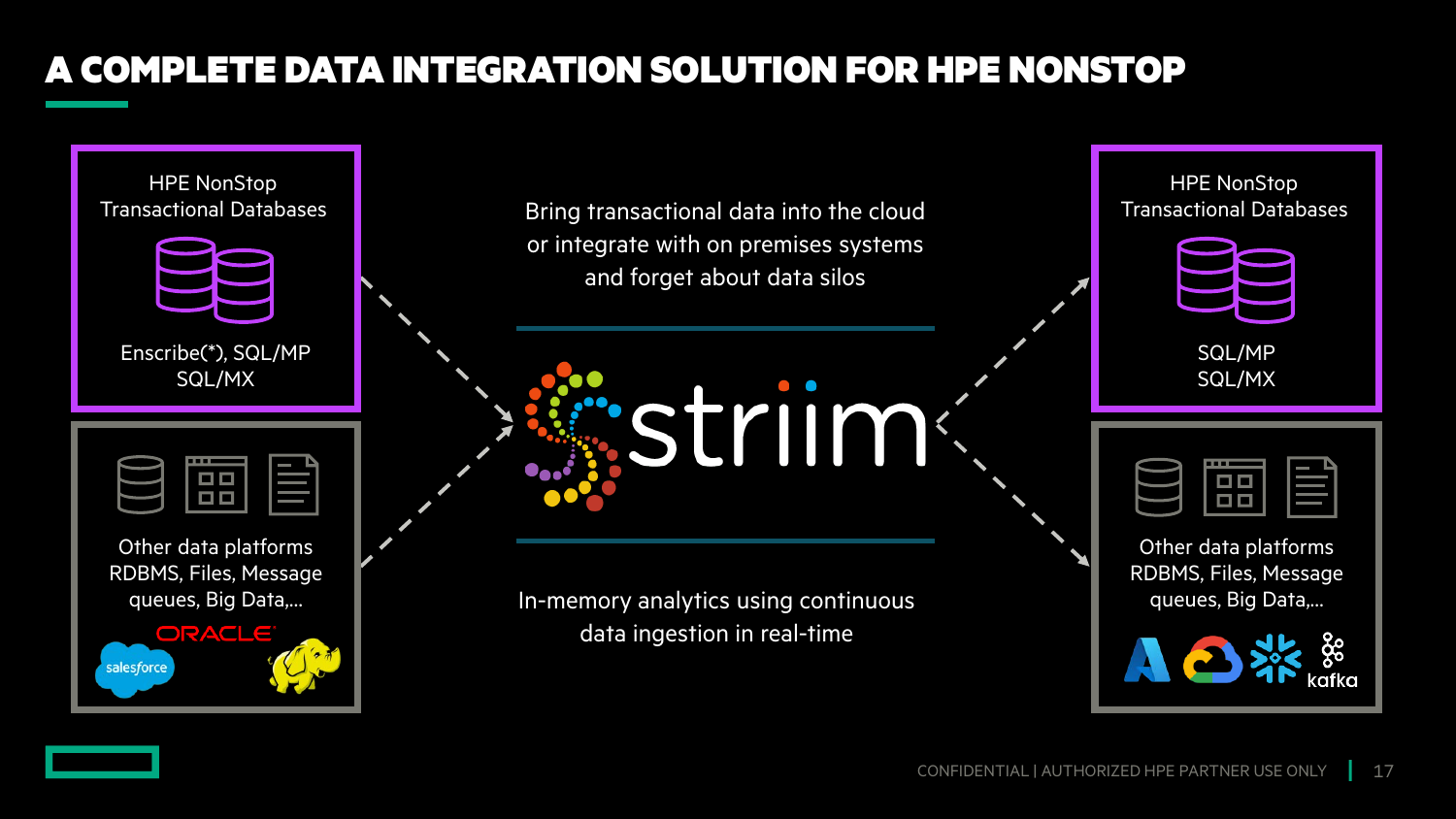# A COMPLETE DATA INTEGRATION SOLUTION FOR HPE NONSTOP

**HPE NonStop Transactional Databases**

Enscribe(*), SQL/MP
SQL/MX

**Other data platforms**
RDBMS, Files, Message queues, Big Data,…

ORACLE

salesforce

Bring transactional data into the cloud or integrate with on premises systems and forget about data silos

striim

In-memory analytics using continuous data ingestion in real-time

**HPE NonStop Transactional Databases**

SQL/MP
SQL/MX

**Other data platforms**
RDBMS, Files, Message queues, Big Data,…

kafka

CONFIDENTIAL | AUTHORIZED HPE PARTNER USE ONLY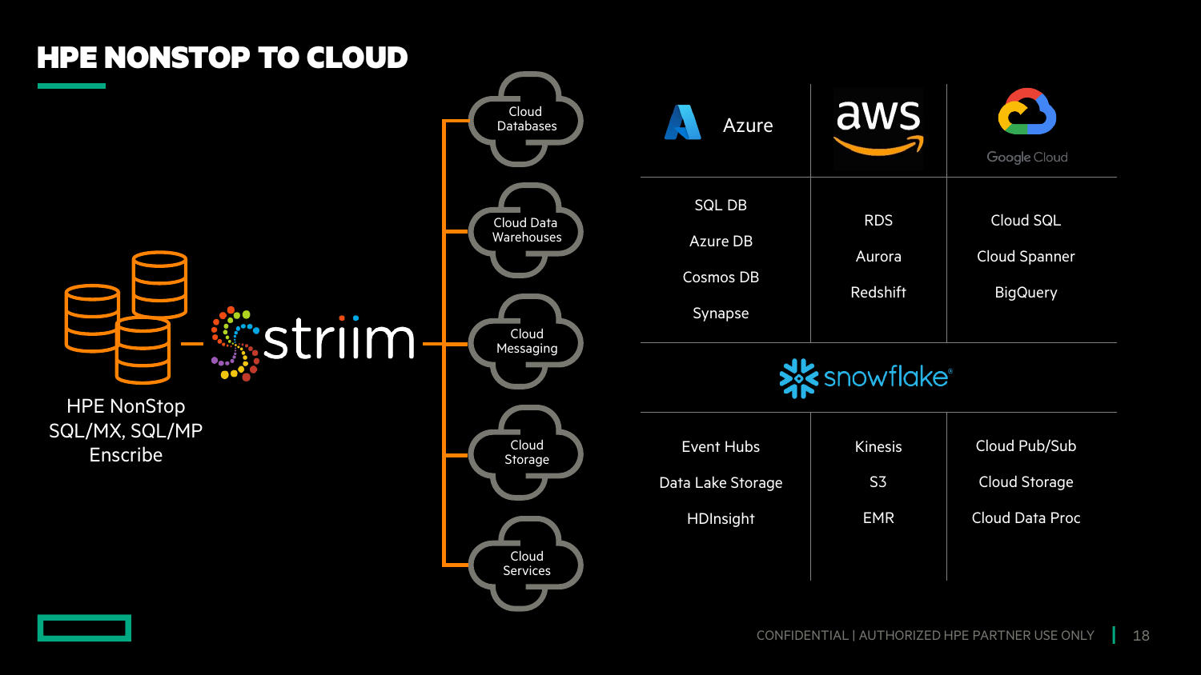# HPE NONSTOP TO CLOUD

HPE NonStop
SQL/MX, SQL/MP
Enscribe

striim

- Cloud Databases
- Cloud Data Warehouses
- Cloud Messaging
- Cloud Storage
- Cloud Services

| Azure | aws | Google Cloud |
| --- | --- | --- |
| SQL DB<br>Azure DB<br>Cosmos DB<br>Synapse | RDS<br>Aurora<br>Redshift | Cloud SQL<br>Cloud Spanner<br>BigQuery |
| snowflake | | |
| Event Hubs<br>Data Lake Storage<br>HDInsight | Kinesis<br>S3<br>EMR | Cloud Pub/Sub<br>Cloud Storage<br>Cloud Data Proc |

CONFIDENTIAL | AUTHORIZED HPE PARTNER USE ONLY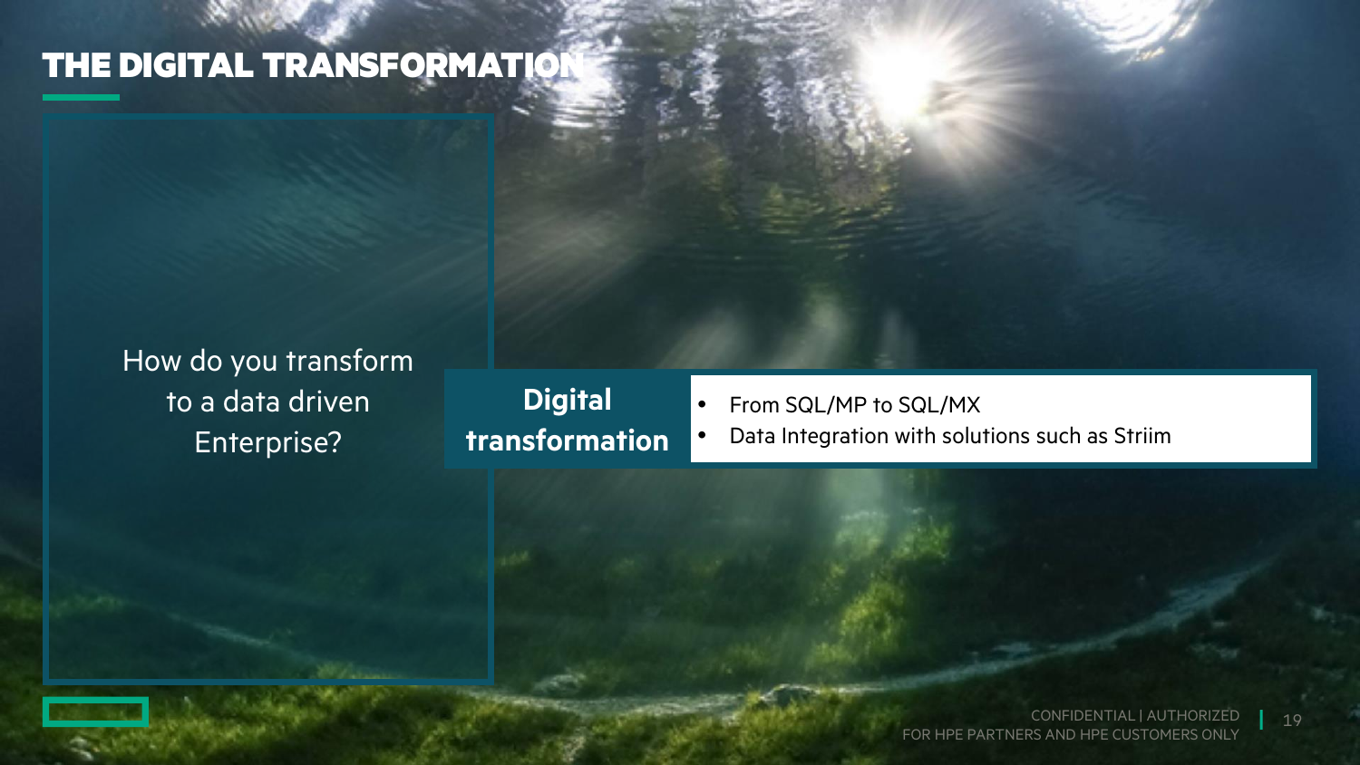# THE DIGITAL TRANSFORMATION

How do you transform to a data driven Enterprise?

**Digital transformation**

- From SQL/MP to SQL/MX
- Data Integration with solutions such as Striim

CONFIDENTIAL | AUTHORIZED FOR HPE PARTNERS AND HPE CUSTOMERS ONLY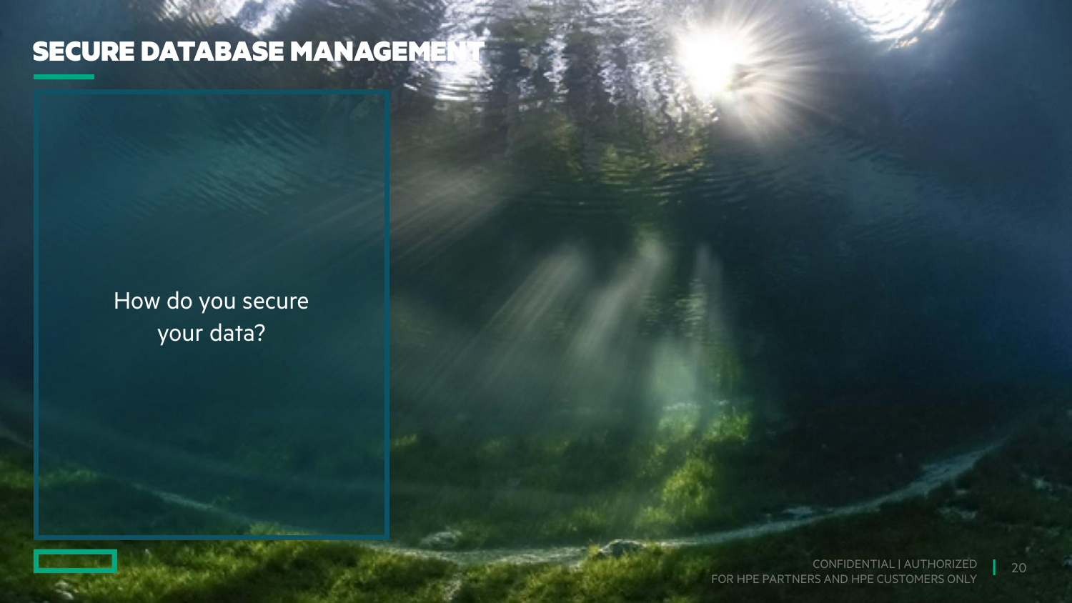# SECURE DATABASE MANAGEMENT

How do you secure your data?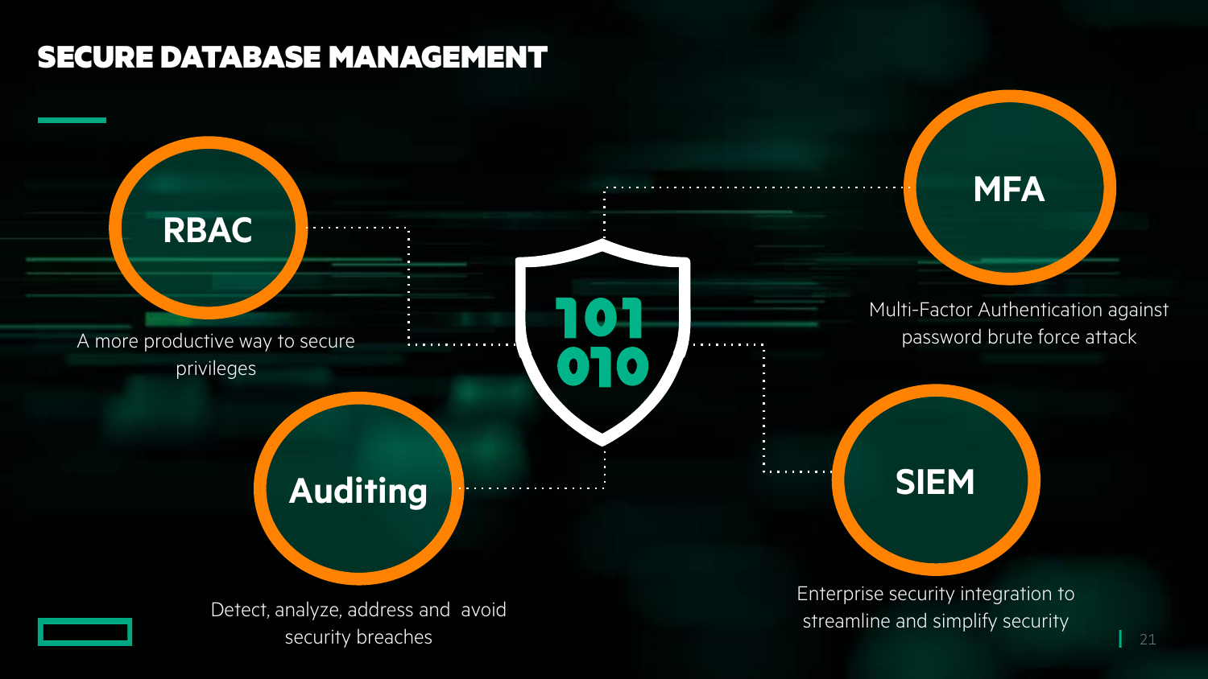# SECURE DATABASE MANAGEMENT

## RBAC

A more productive way to secure privileges

## MFA

Multi-Factor Authentication against password brute force attack

## Auditing

Detect, analyze, address and avoid security breaches

## SIEM

Enterprise security integration to streamline and simplify security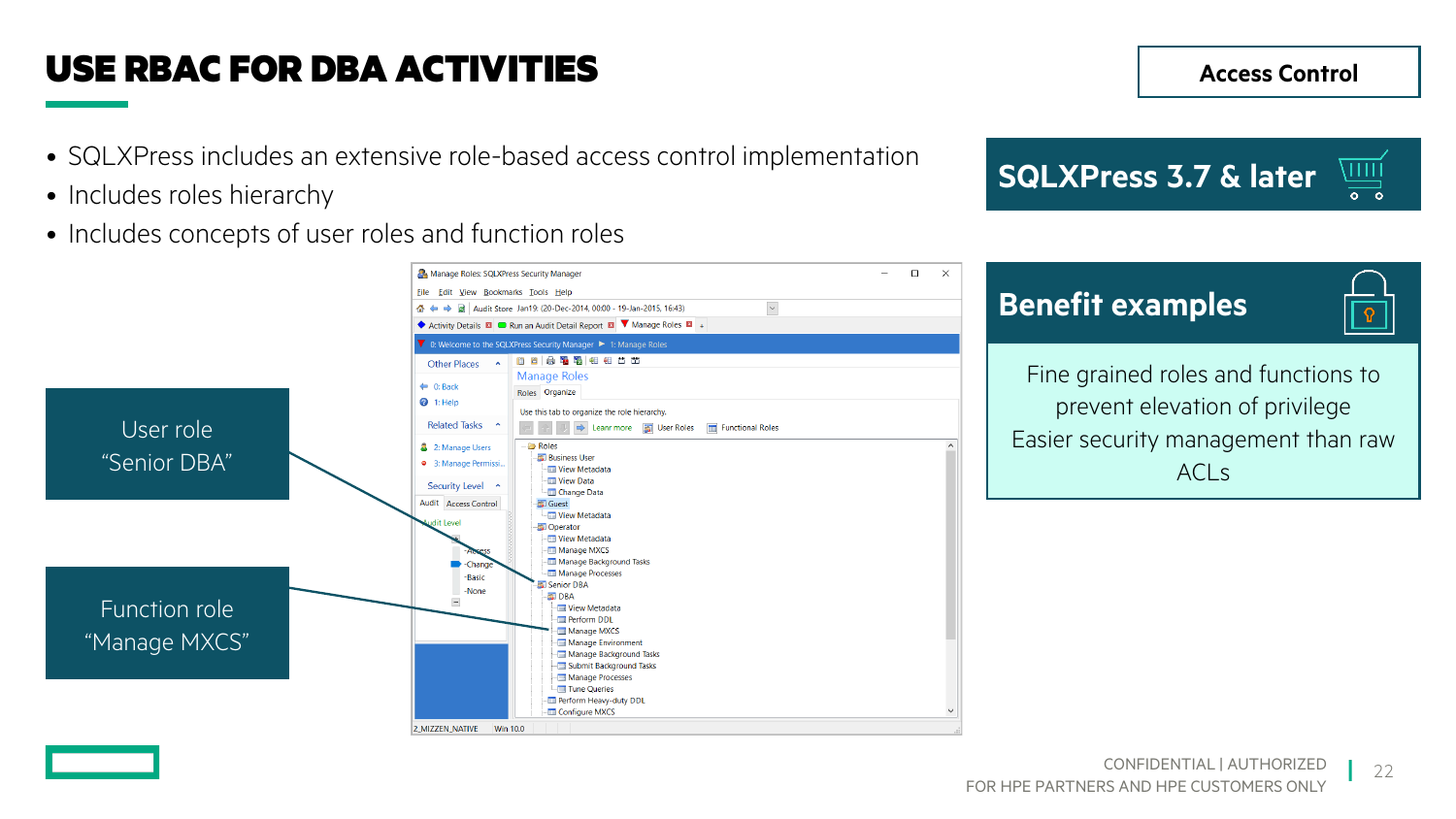# USE RBAC FOR DBA ACTIVITIES

**Access Control**

- SQLXPress includes an extensive role-based access control implementation
- Includes roles hierarchy
- Includes concepts of user roles and function roles

User role "Senior DBA"

Function role "Manage MXCS"

## SQLXPress 3.7 & later

## Benefit examples

Fine grained roles and functions to prevent elevation of privilege

Easier security management than raw ACLs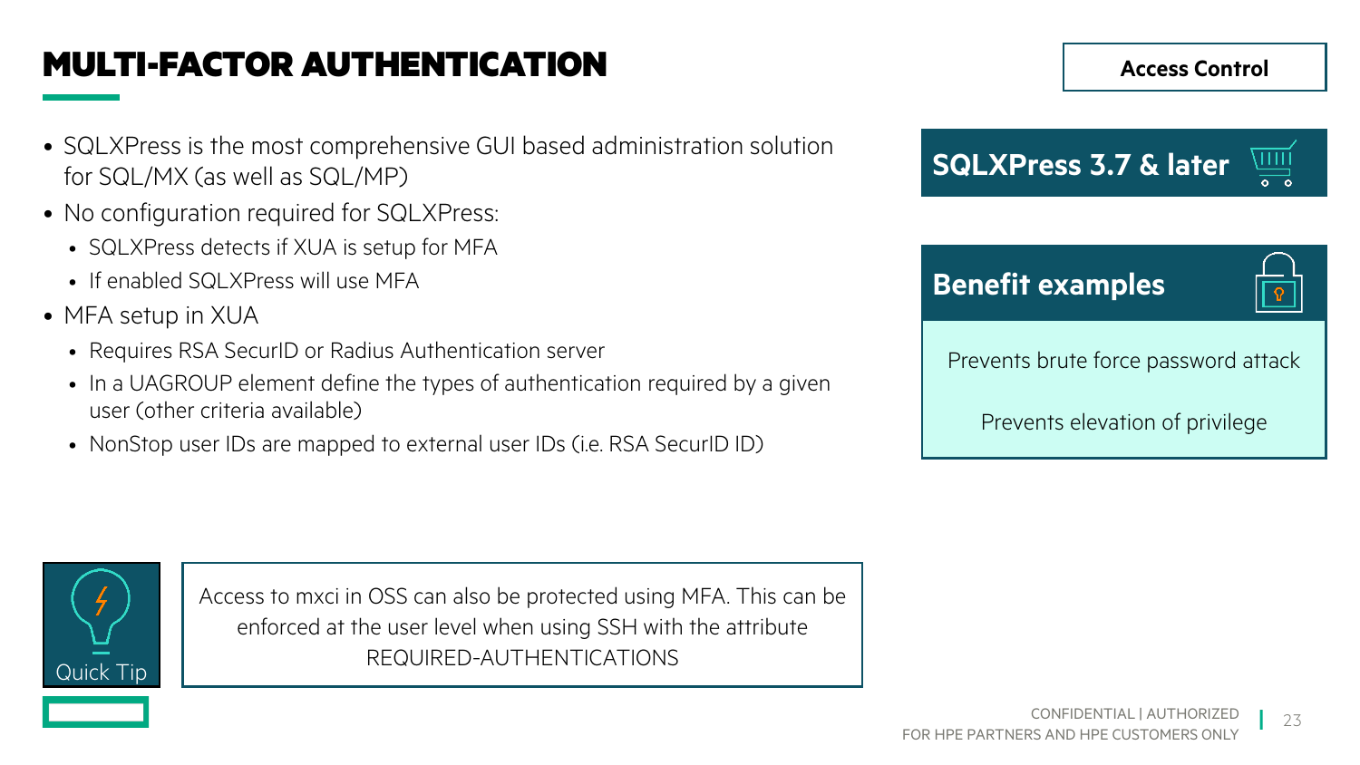# MULTI-FACTOR AUTHENTICATION

**Access Control**

- SQLXPress is the most comprehensive GUI based administration solution for SQL/MX (as well as SQL/MP)
- No configuration required for SQLXPress:
  - SQLXPress detects if XUA is setup for MFA
  - If enabled SQLXPress will use MFA
- MFA setup in XUA
  - Requires RSA SecurID or Radius Authentication server
  - In a UAGROUP element define the types of authentication required by a given user (other criteria available)
  - NonStop user IDs are mapped to external user IDs (i.e. RSA SecurID ID)

**SQLXPress 3.7 & later**

**Benefit examples**

Prevents brute force password attack

Prevents elevation of privilege

**Quick Tip**

Access to mxci in OSS can also be protected using MFA. This can be enforced at the user level when using SSH with the attribute REQUIRED-AUTHENTICATIONS

CONFIDENTIAL | AUTHORIZED FOR HPE PARTNERS AND HPE CUSTOMERS ONLY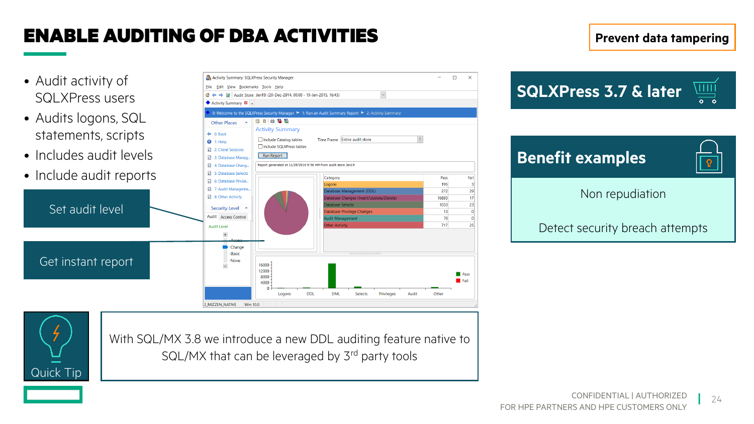# ENABLE AUDITING OF DBA ACTIVITIES

**Prevent data tampering**

- Audit activity of SQLXPress users
- Audits logons, SQL statements, scripts
- Includes audit levels
- Include audit reports

Set audit level

Get instant report

## SQLXPress 3.7 & later

## Benefit examples

Non repudiation

Detect security breach attempts

Quick Tip

With SQL/MX 3.8 we introduce a new DDL auditing feature native to SQL/MX that can be leveraged by 3rd party tools

CONFIDENTIAL | AUTHORIZED
FOR HPE PARTNERS AND HPE CUSTOMERS ONLY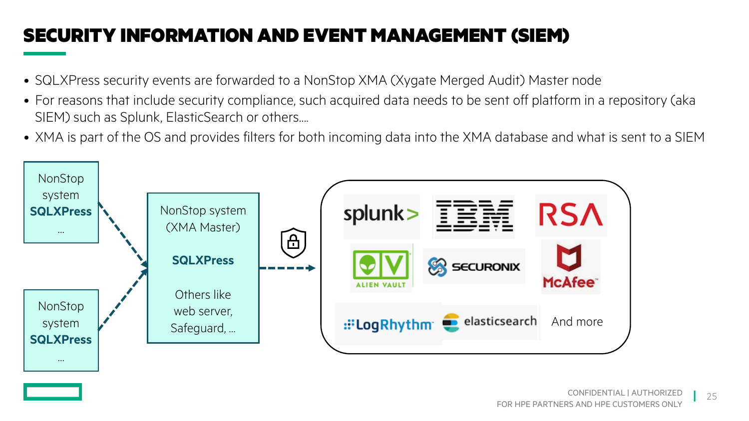# SECURITY INFORMATION AND EVENT MANAGEMENT (SIEM)

- SQLXPress security events are forwarded to a NonStop XMA (Xygate Merged Audit) Master node
- For reasons that include security compliance, such acquired data needs to be sent off platform in a repository (aka SIEM) such as Splunk, ElasticSearch or others….
- XMA is part of the OS and provides filters for both incoming data into the XMA database and what is sent to a SIEM

NonStop system
**SQLXPress**
…

NonStop system
**SQLXPress**
…

NonStop system (XMA Master)

**SQLXPress**

Others like web server, Safeguard, …

splunk> | IBM | RSA
ALIEN VAULT | SECURONIX | McAfee
LogRhythm | elasticsearch | And more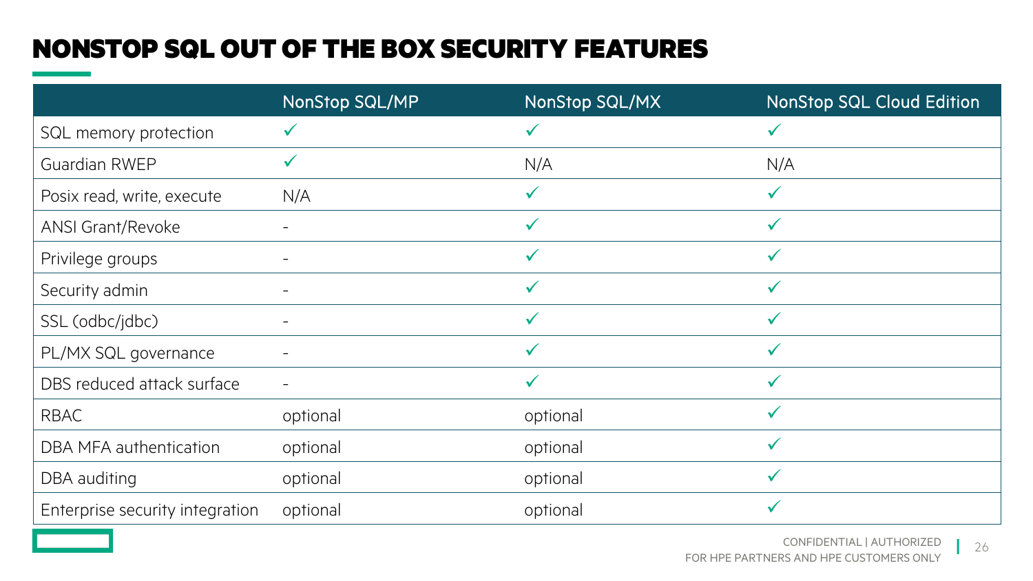# NONSTOP SQL OUT OF THE BOX SECURITY FEATURES

| | NonStop SQL/MP | NonStop SQL/MX | NonStop SQL Cloud Edition |
|---|---|---|---|
| SQL memory protection | ✓ | ✓ | ✓ |
| Guardian RWEP | ✓ | N/A | N/A |
| Posix read, write, execute | N/A | ✓ | ✓ |
| ANSI Grant/Revoke | - | ✓ | ✓ |
| Privilege groups | - | ✓ | ✓ |
| Security admin | - | ✓ | ✓ |
| SSL (odbc/jdbc) | - | ✓ | ✓ |
| PL/MX SQL governance | - | ✓ | ✓ |
| DBS reduced attack surface | - | ✓ | ✓ |
| RBAC | optional | optional | ✓ |
| DBA MFA authentication | optional | optional | ✓ |
| DBA auditing | optional | optional | ✓ |
| Enterprise security integration | optional | optional | ✓ |

CONFIDENTIAL | AUTHORIZED FOR HPE PARTNERS AND HPE CUSTOMERS ONLY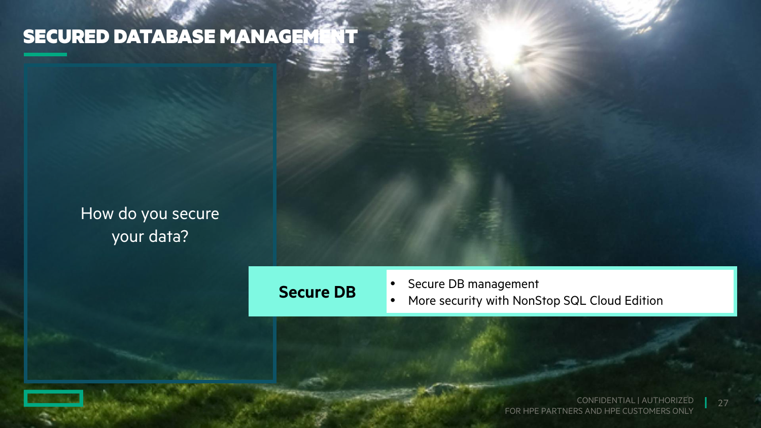# SECURED DATABASE MANAGEMENT

How do you secure your data?

**Secure DB**

- Secure DB management
- More security with NonStop SQL Cloud Edition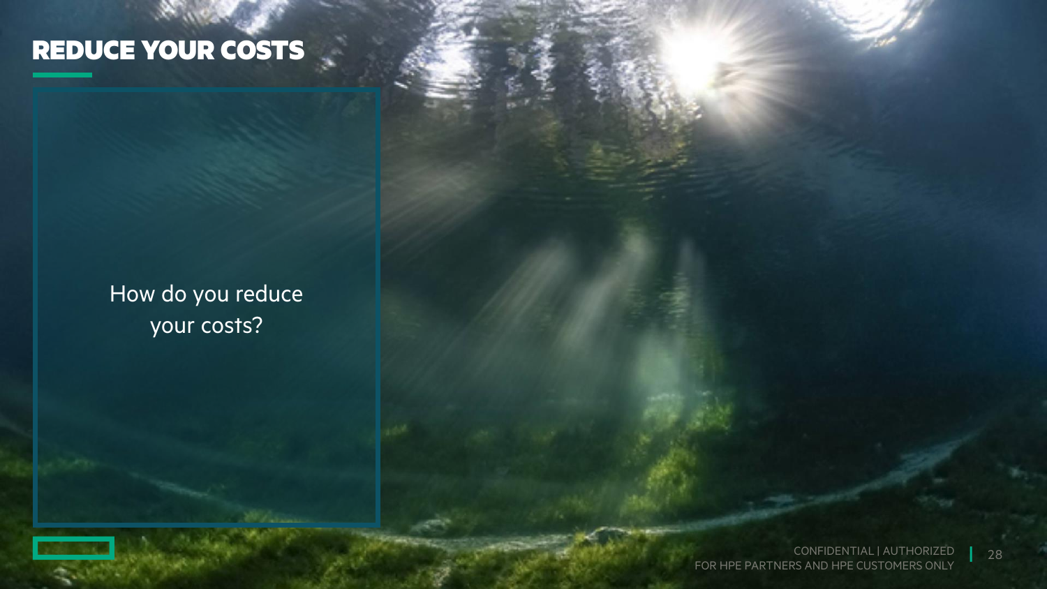# REDUCE YOUR COSTS

How do you reduce your costs?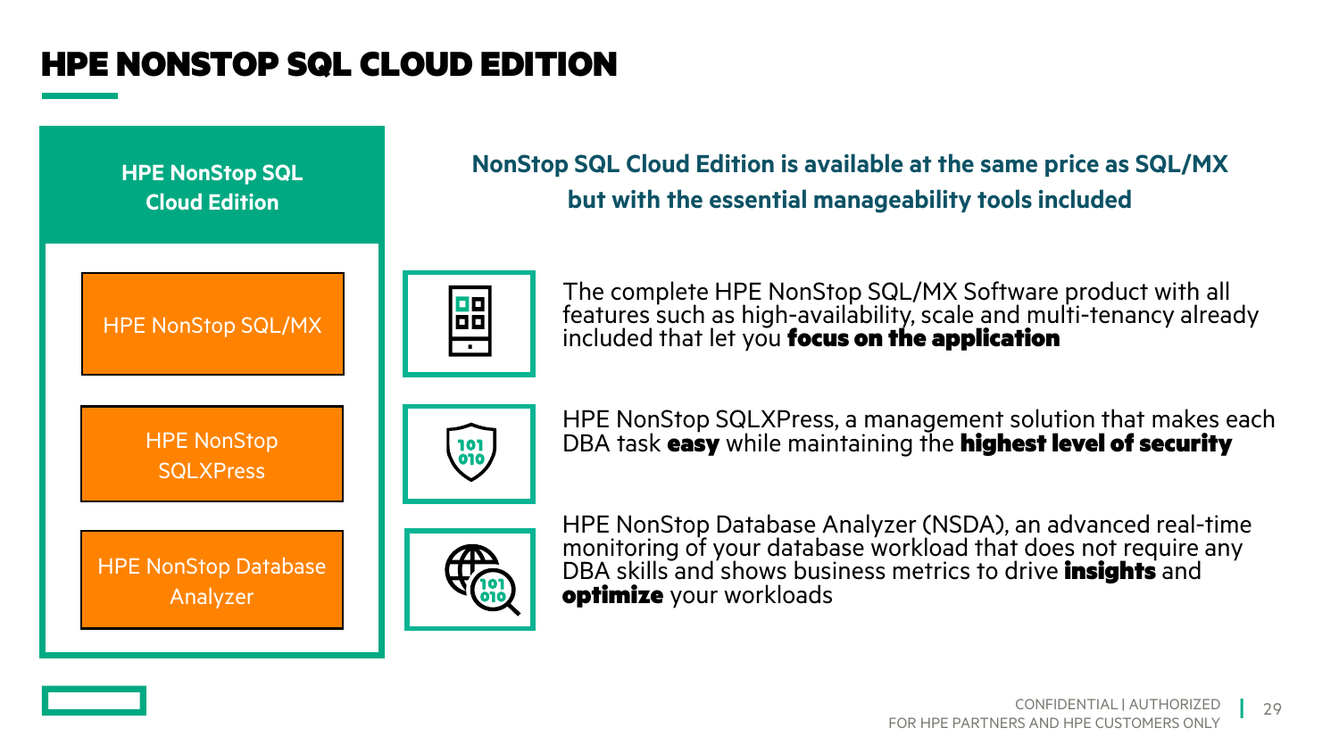# HPE NONSTOP SQL CLOUD EDITION

## HPE NonStop SQL Cloud Edition

- HPE NonStop SQL/MX
- HPE NonStop SQLXPress
- HPE NonStop Database Analyzer

**NonStop SQL Cloud Edition is available at the same price as SQL/MX but with the essential manageability tools included**

The complete HPE NonStop SQL/MX Software product with all features such as high-availability, scale and multi-tenancy already included that let you **focus on the application**

HPE NonStop SQLXPress, a management solution that makes each DBA task **easy** while maintaining the **highest level of security**

HPE NonStop Database Analyzer (NSDA), an advanced real-time monitoring of your database workload that does not require any DBA skills and shows business metrics to drive **insights** and **optimize** your workloads

CONFIDENTIAL | AUTHORIZED FOR HPE PARTNERS AND HPE CUSTOMERS ONLY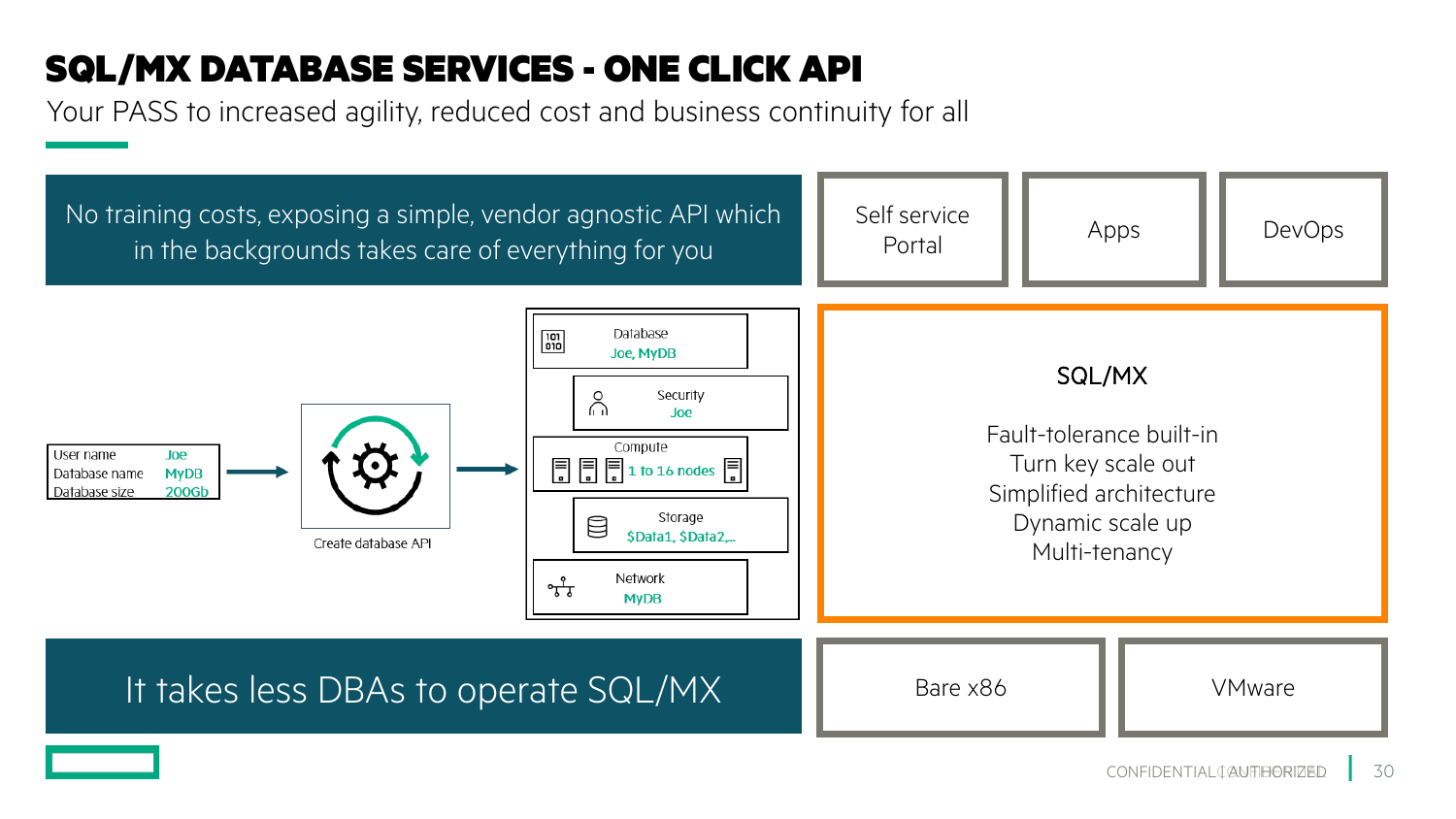# SQL/MX DATABASE SERVICES - ONE CLICK API

Your PASS to increased agility, reduced cost and business continuity for all

No training costs, exposing a simple, vendor agnostic API which in the backgrounds takes care of everything for you

| | |
|---|---|
| User name | Joe |
| Database name | MyDB |
| Database size | 200Gb |

→ Create database API →

- Database: Joe, MyDB
- Security: Joe
- Compute: 1 to 16 nodes
- Storage: $Data1, $Data2,...
- Network: MyDB

It takes less DBAs to operate SQL/MX

Self service Portal | Apps | DevOps

**SQL/MX**

- Fault-tolerance built-in
- Turn key scale out
- Simplified architecture
- Dynamic scale up
- Multi-tenancy

Bare x86 | VMware

CONFIDENTIAL | AUTHORIZED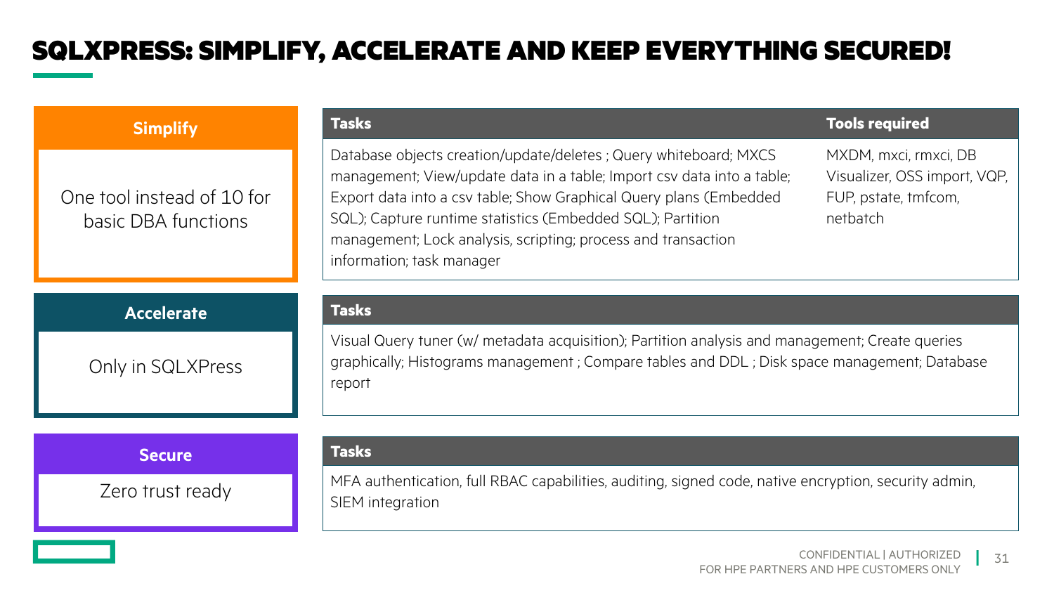# SQLXPRESS: SIMPLIFY, ACCELERATE AND KEEP EVERYTHING SECURED!

## Simplify

One tool instead of 10 for basic DBA functions

| Tasks | Tools required |
|---|---|
| Database objects creation/update/deletes ; Query whiteboard; MXCS management; View/update data in a table; Import csv data into a table; Export data into a csv table; Show Graphical Query plans (Embedded SQL); Capture runtime statistics (Embedded SQL); Partition management; Lock analysis, scripting; process and transaction information; task manager | MXDM, mxci, rmxci, DB Visualizer, OSS import, VQP, FUP, pstate, tmfcom, netbatch |

## Accelerate

Only in SQLXPress

| Tasks |
|---|
| Visual Query tuner (w/ metadata acquisition); Partition analysis and management; Create queries graphically; Histograms management ; Compare tables and DDL ; Disk space management; Database report |

## Secure

Zero trust ready

| Tasks |
|---|
| MFA authentication, full RBAC capabilities, auditing, signed code, native encryption, security admin, SIEM integration |

CONFIDENTIAL | AUTHORIZED FOR HPE PARTNERS AND HPE CUSTOMERS ONLY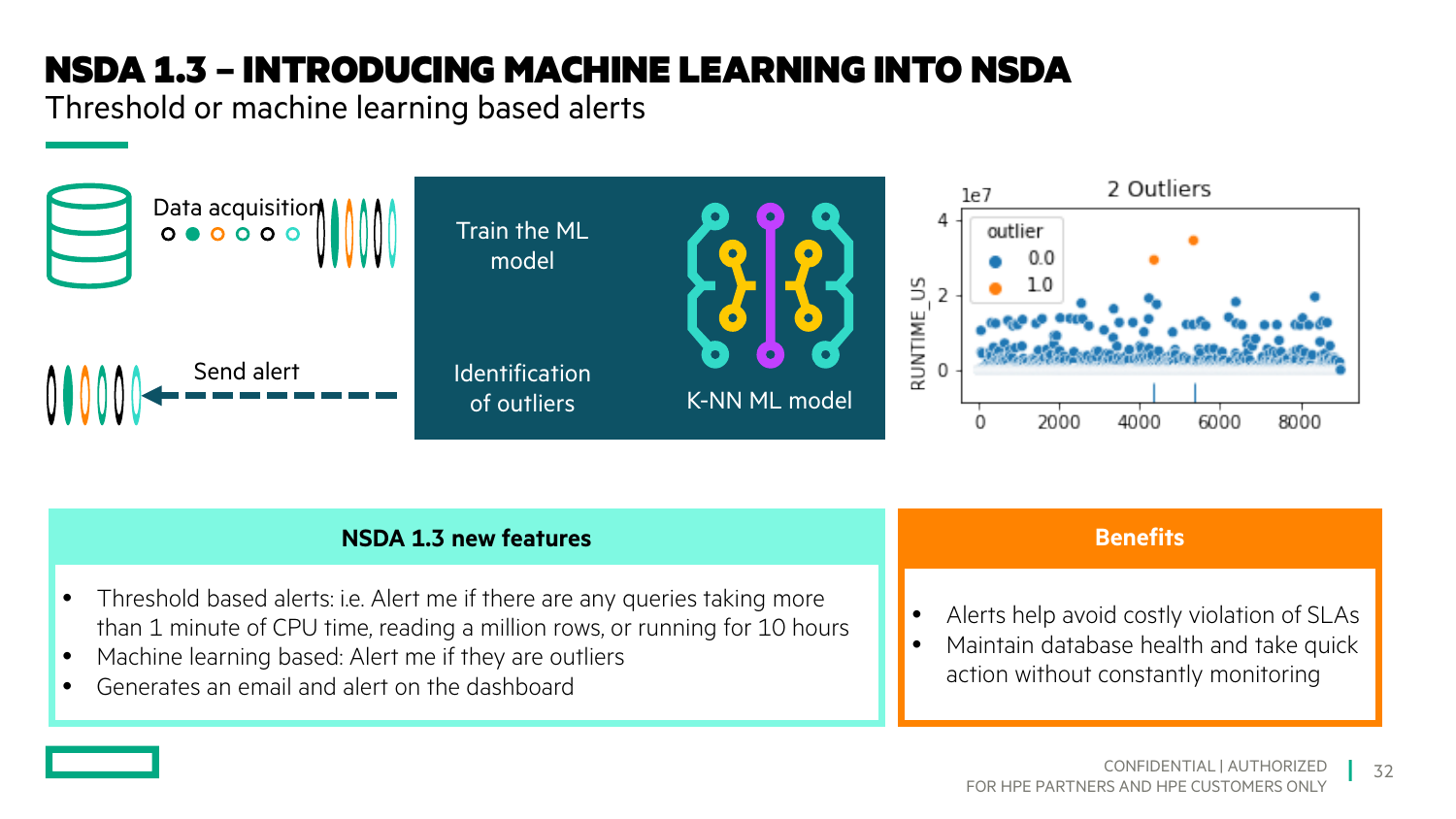# NSDA 1.3 – INTRODUCING MACHINE LEARNING INTO NSDA

## Threshold or machine learning based alerts

Data acquisition

Send alert

Train the ML model

Identification of outliers

K-NN ML model

2 Outliers

### NSDA 1.3 new features

- Threshold based alerts: i.e. Alert me if there are any queries taking more than 1 minute of CPU time, reading a million rows, or running for 10 hours
- Machine learning based: Alert me if they are outliers
- Generates an email and alert on the dashboard

### Benefits

- Alerts help avoid costly violation of SLAs
- Maintain database health and take quick action without constantly monitoring

CONFIDENTIAL | AUTHORIZED FOR HPE PARTNERS AND HPE CUSTOMERS ONLY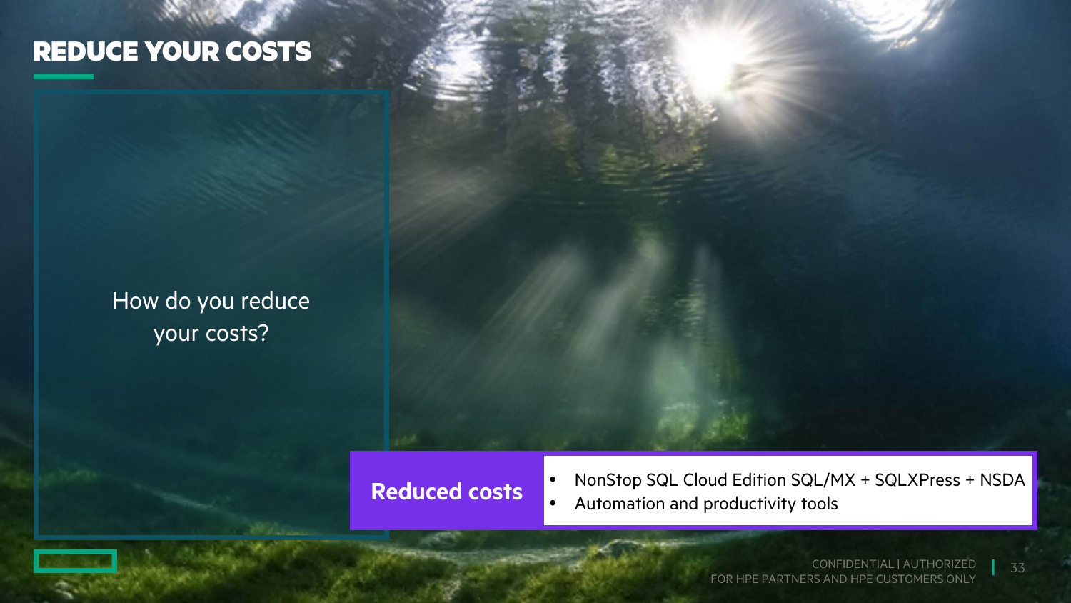# REDUCE YOUR COSTS

How do you reduce your costs?

**Reduced costs**

- NonStop SQL Cloud Edition SQL/MX + SQLXPress + NSDA
- Automation and productivity tools

CONFIDENTIAL | AUTHORIZED FOR HPE PARTNERS AND HPE CUSTOMERS ONLY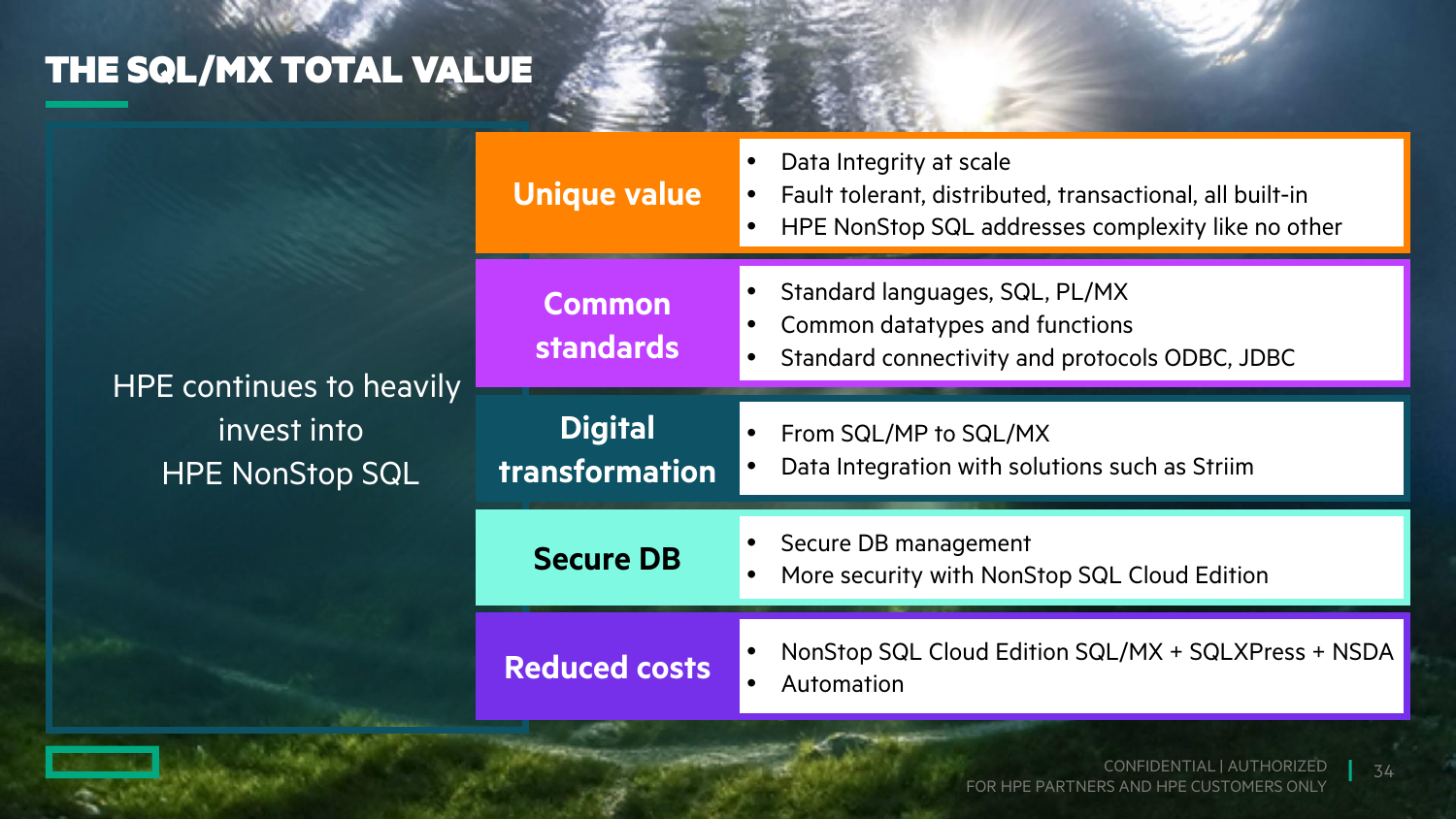# THE SQL/MX TOTAL VALUE

HPE continues to heavily invest into HPE NonStop SQL

| | |
|---|---|
| **Unique value** | • Data Integrity at scale<br>• Fault tolerant, distributed, transactional, all built-in<br>• HPE NonStop SQL addresses complexity like no other |
| **Common standards** | • Standard languages, SQL, PL/MX<br>• Common datatypes and functions<br>• Standard connectivity and protocols ODBC, JDBC |
| **Digital transformation** | • From SQL/MP to SQL/MX<br>• Data Integration with solutions such as Striim |
| **Secure DB** | • Secure DB management<br>• More security with NonStop SQL Cloud Edition |
| **Reduced costs** | • NonStop SQL Cloud Edition SQL/MX + SQLXPress + NSDA<br>• Automation |

CONFIDENTIAL | AUTHORIZED FOR HPE PARTNERS AND HPE CUSTOMERS ONLY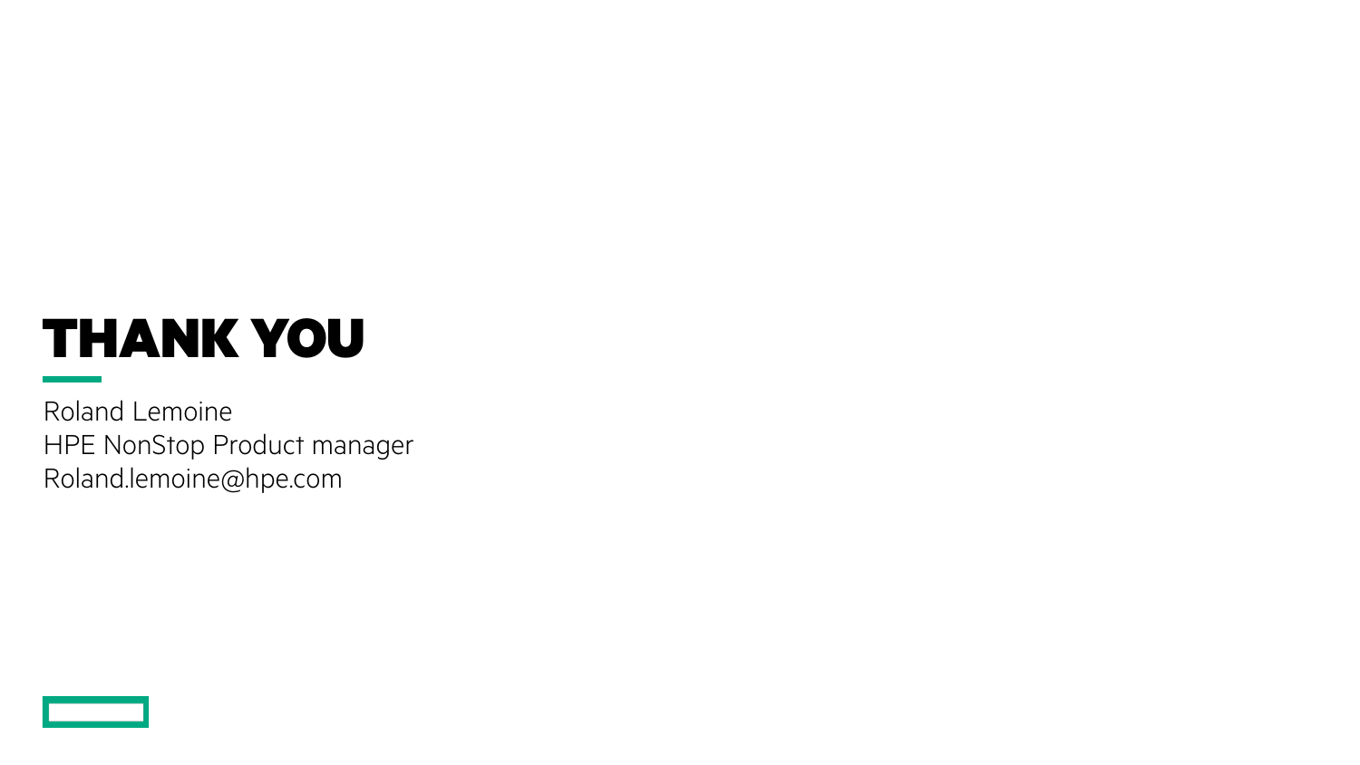# THANK YOU

Roland Lemoine
HPE NonStop Product manager
Roland.lemoine@hpe.com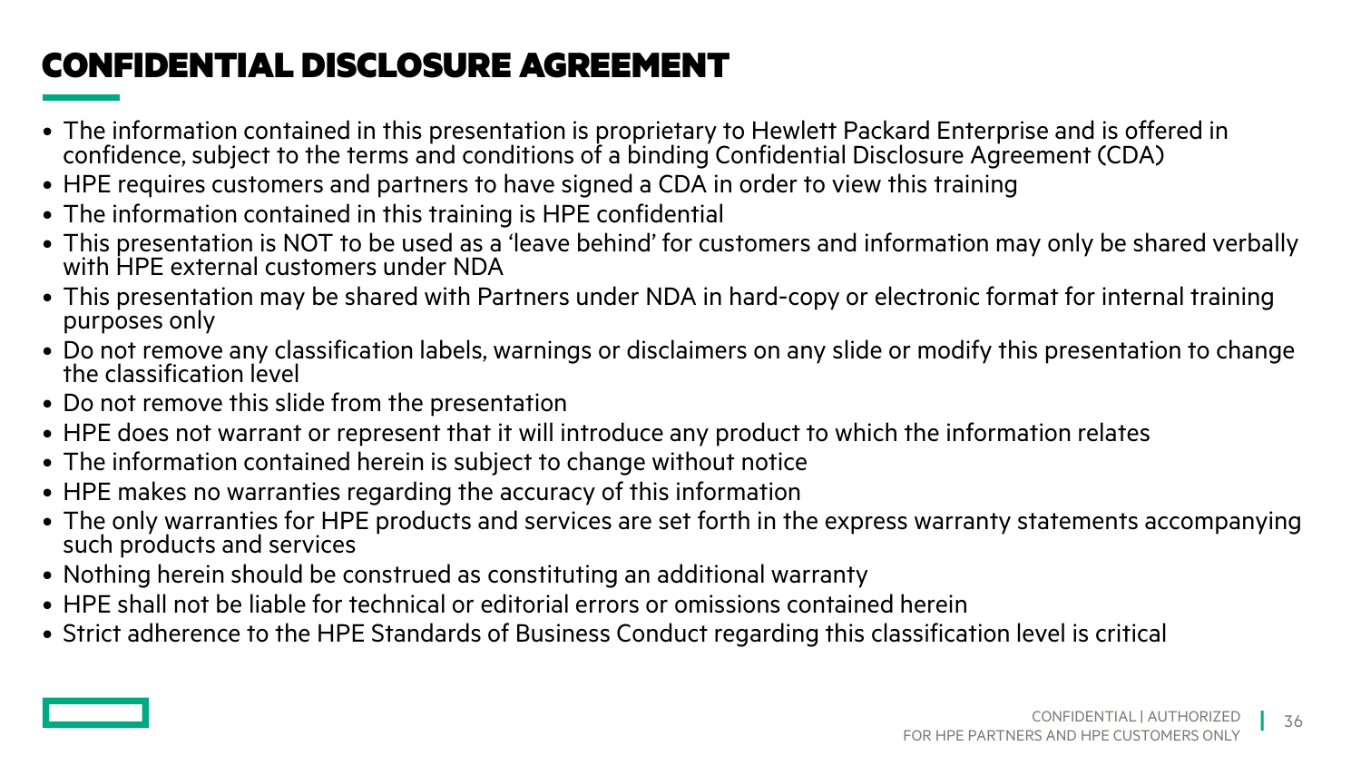# CONFIDENTIAL DISCLOSURE AGREEMENT

- The information contained in this presentation is proprietary to Hewlett Packard Enterprise and is offered in confidence, subject to the terms and conditions of a binding Confidential Disclosure Agreement (CDA)
- HPE requires customers and partners to have signed a CDA in order to view this training
- The information contained in this training is HPE confidential
- This presentation is NOT to be used as a 'leave behind' for customers and information may only be shared verbally with HPE external customers under NDA
- This presentation may be shared with Partners under NDA in hard-copy or electronic format for internal training purposes only
- Do not remove any classification labels, warnings or disclaimers on any slide or modify this presentation to change the classification level
- Do not remove this slide from the presentation
- HPE does not warrant or represent that it will introduce any product to which the information relates
- The information contained herein is subject to change without notice
- HPE makes no warranties regarding the accuracy of this information
- The only warranties for HPE products and services are set forth in the express warranty statements accompanying such products and services
- Nothing herein should be construed as constituting an additional warranty
- HPE shall not be liable for technical or editorial errors or omissions contained herein
- Strict adherence to the HPE Standards of Business Conduct regarding this classification level is critical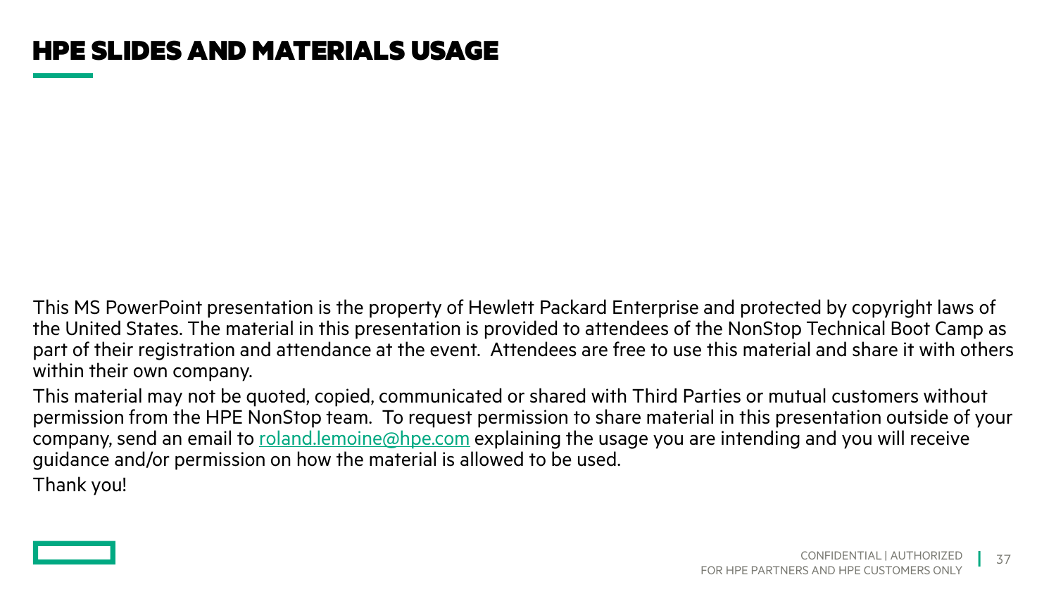# HPE SLIDES AND MATERIALS USAGE

This MS PowerPoint presentation is the property of Hewlett Packard Enterprise and protected by copyright laws of the United States. The material in this presentation is provided to attendees of the NonStop Technical Boot Camp as part of their registration and attendance at the event. Attendees are free to use this material and share it with others within their own company.

This material may not be quoted, copied, communicated or shared with Third Parties or mutual customers without permission from the HPE NonStop team. To request permission to share material in this presentation outside of your company, send an email to roland.lemoine@hpe.com explaining the usage you are intending and you will receive guidance and/or permission on how the material is allowed to be used.

Thank you!